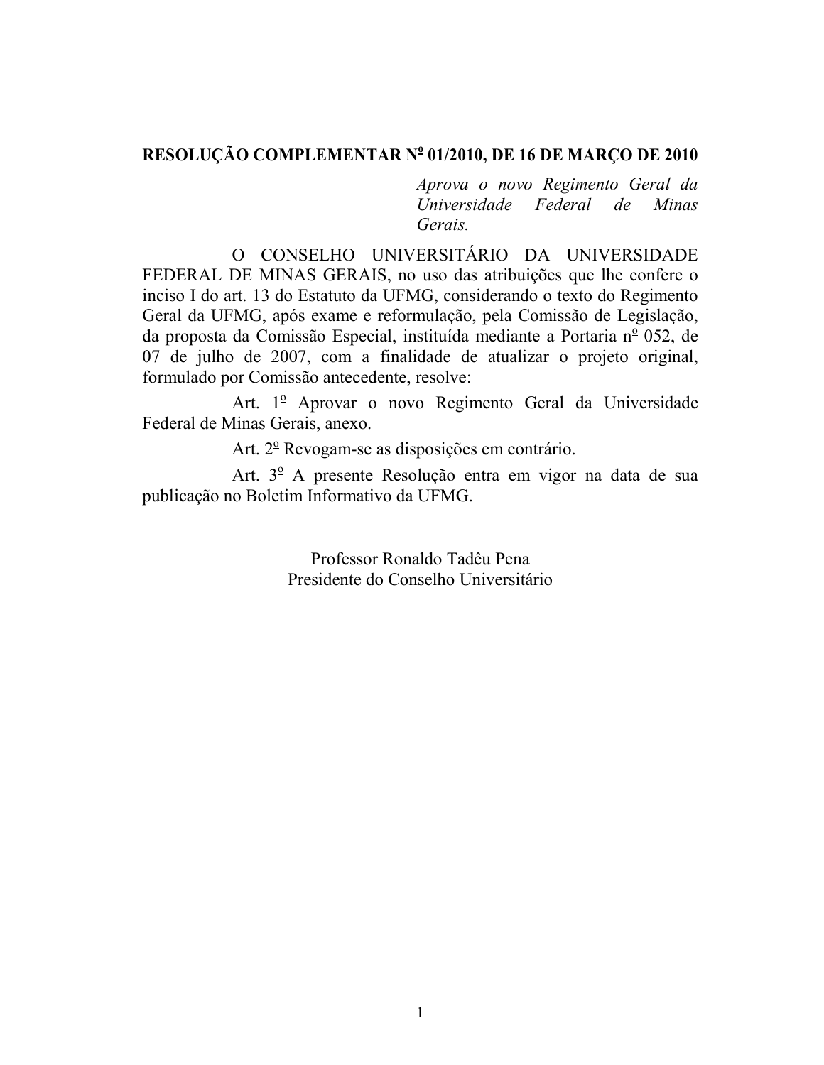**RESOLUÇÃO COMPLEMENTAR Nº 01/2010, DE 16 DE MARÇO DE 2010**

*Aprova o novo Regimento Geral da Universidade Federal de Minas Gerais.*

O CONSELHO UNIVERSITÁRIO DA UNIVERSIDADE FEDERAL DE MINAS GERAIS, no uso das atribuições que lhe confere o inciso I do art. 13 do Estatuto da UFMG, considerando o texto do Regimento Geral da UFMG, após exame e reformulação, pela Comissão de Legislação, da proposta da Comissão Especial, instituída mediante a Portaria nº 052, de 07 de julho de 2007, com a finalidade de atualizar o projeto original, formulado por Comissão antecedente, resolve:

Art. 1º Aprovar o novo Regimento Geral da Universidade Federal de Minas Gerais, anexo.

Art. 2º Revogam-se as disposições em contrário.

Art. 3º A presente Resolução entra em vigor na data de sua publicação no Boletim Informativo da UFMG.

Professor Ronaldo Tadêu Pena
Presidente do Conselho Universitário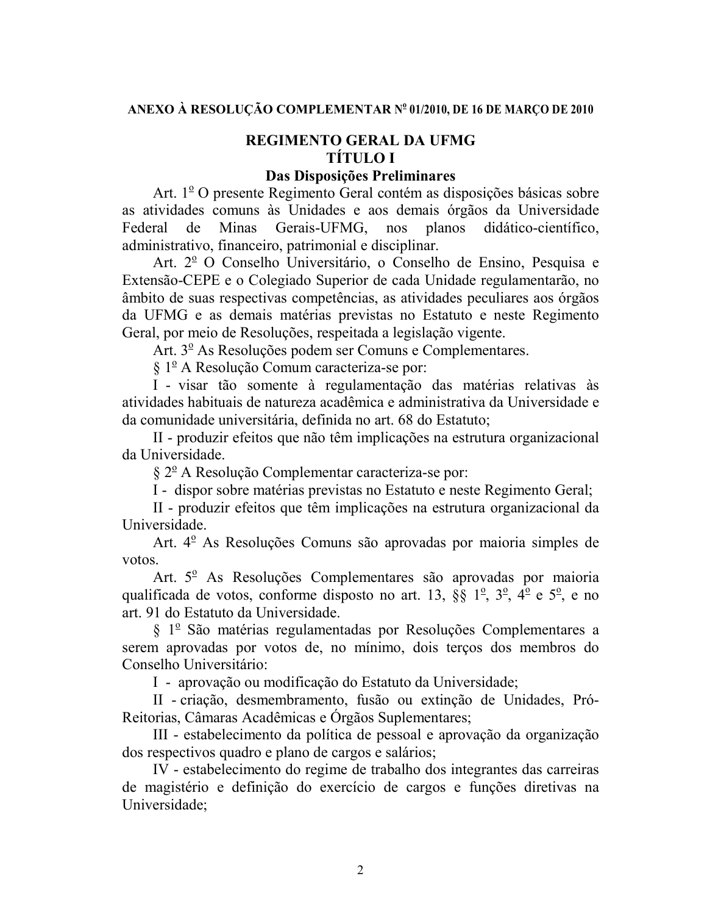**ANEXO À RESOLUÇÃO COMPLEMENTAR Nº 01/2010, DE 16 DE MARÇO DE 2010**

# REGIMENTO GERAL DA UFMG

## TÍTULO I

## Das Disposições Preliminares

Art. 1º O presente Regimento Geral contém as disposições básicas sobre as atividades comuns às Unidades e aos demais órgãos da Universidade Federal de Minas Gerais-UFMG, nos planos didático-científico, administrativo, financeiro, patrimonial e disciplinar.

Art. 2º O Conselho Universitário, o Conselho de Ensino, Pesquisa e Extensão-CEPE e o Colegiado Superior de cada Unidade regulamentarão, no âmbito de suas respectivas competências, as atividades peculiares aos órgãos da UFMG e as demais matérias previstas no Estatuto e neste Regimento Geral, por meio de Resoluções, respeitada a legislação vigente.

Art. 3º As Resoluções podem ser Comuns e Complementares.

§ 1º A Resolução Comum caracteriza-se por:

I - visar tão somente à regulamentação das matérias relativas às atividades habituais de natureza acadêmica e administrativa da Universidade e da comunidade universitária, definida no art. 68 do Estatuto;

II - produzir efeitos que não têm implicações na estrutura organizacional da Universidade.

§ 2º A Resolução Complementar caracteriza-se por:

I - dispor sobre matérias previstas no Estatuto e neste Regimento Geral;

II - produzir efeitos que têm implicações na estrutura organizacional da Universidade.

Art. 4º As Resoluções Comuns são aprovadas por maioria simples de votos.

Art. 5º As Resoluções Complementares são aprovadas por maioria qualificada de votos, conforme disposto no art. 13, §§ 1º, 3º, 4º e 5º, e no art. 91 do Estatuto da Universidade.

§ 1º São matérias regulamentadas por Resoluções Complementares a serem aprovadas por votos de, no mínimo, dois terços dos membros do Conselho Universitário:

I - aprovação ou modificação do Estatuto da Universidade;

II - criação, desmembramento, fusão ou extinção de Unidades, Pró-Reitorias, Câmaras Acadêmicas e Órgãos Suplementares;

III - estabelecimento da política de pessoal e aprovação da organização dos respectivos quadro e plano de cargos e salários;

IV - estabelecimento do regime de trabalho dos integrantes das carreiras de magistério e definição do exercício de cargos e funções diretivas na Universidade;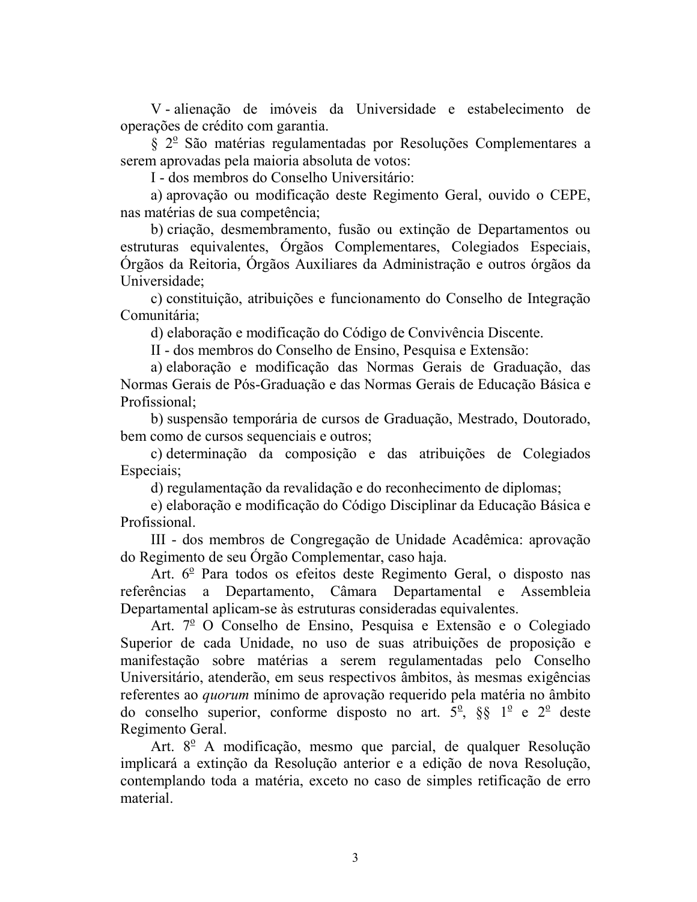V - alienação de imóveis da Universidade e estabelecimento de operações de crédito com garantia.

§ 2º São matérias regulamentadas por Resoluções Complementares a serem aprovadas pela maioria absoluta de votos:

I - dos membros do Conselho Universitário:

a) aprovação ou modificação deste Regimento Geral, ouvido o CEPE, nas matérias de sua competência;

b) criação, desmembramento, fusão ou extinção de Departamentos ou estruturas equivalentes, Órgãos Complementares, Colegiados Especiais, Órgãos da Reitoria, Órgãos Auxiliares da Administração e outros órgãos da Universidade;

c) constituição, atribuições e funcionamento do Conselho de Integração Comunitária;

d) elaboração e modificação do Código de Convivência Discente.

II - dos membros do Conselho de Ensino, Pesquisa e Extensão:

a) elaboração e modificação das Normas Gerais de Graduação, das Normas Gerais de Pós-Graduação e das Normas Gerais de Educação Básica e Profissional;

b) suspensão temporária de cursos de Graduação, Mestrado, Doutorado, bem como de cursos sequenciais e outros;

c) determinação da composição e das atribuições de Colegiados Especiais;

d) regulamentação da revalidação e do reconhecimento de diplomas;

e) elaboração e modificação do Código Disciplinar da Educação Básica e Profissional.

III - dos membros de Congregação de Unidade Acadêmica: aprovação do Regimento de seu Órgão Complementar, caso haja.

Art. 6º Para todos os efeitos deste Regimento Geral, o disposto nas referências a Departamento, Câmara Departamental e Assembleia Departamental aplicam-se às estruturas consideradas equivalentes.

Art. 7º O Conselho de Ensino, Pesquisa e Extensão e o Colegiado Superior de cada Unidade, no uso de suas atribuições de proposição e manifestação sobre matérias a serem regulamentadas pelo Conselho Universitário, atenderão, em seus respectivos âmbitos, às mesmas exigências referentes ao *quorum* mínimo de aprovação requerido pela matéria no âmbito do conselho superior, conforme disposto no art. 5º, §§ 1º e 2º deste Regimento Geral.

Art. 8º A modificação, mesmo que parcial, de qualquer Resolução implicará a extinção da Resolução anterior e a edição de nova Resolução, contemplando toda a matéria, exceto no caso de simples retificação de erro material.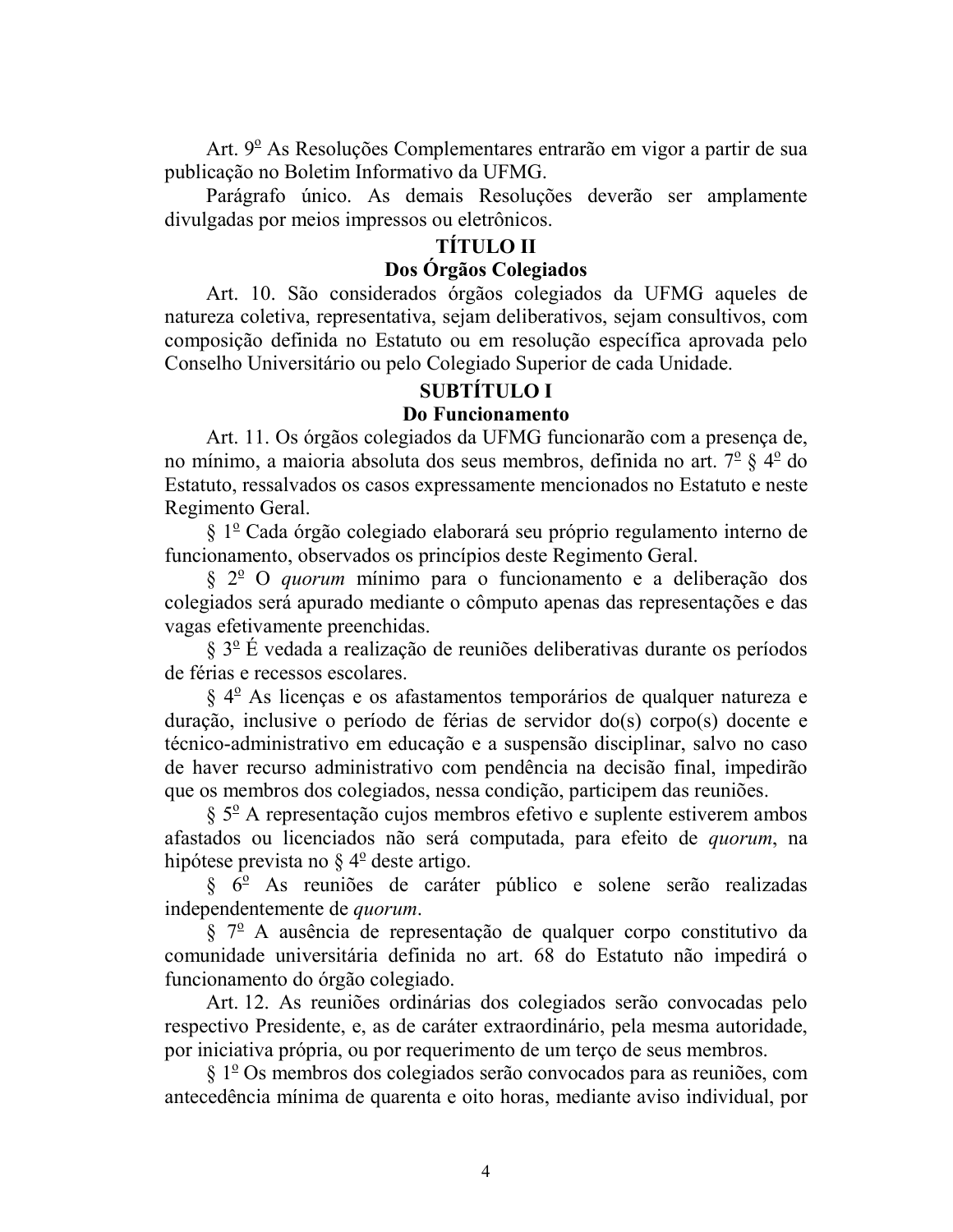Art. 9º As Resoluções Complementares entrarão em vigor a partir de sua publicação no Boletim Informativo da UFMG.

Parágrafo único. As demais Resoluções deverão ser amplamente divulgadas por meios impressos ou eletrônicos.

## TÍTULO II
## Dos Órgãos Colegiados

Art. 10. São considerados órgãos colegiados da UFMG aqueles de natureza coletiva, representativa, sejam deliberativos, sejam consultivos, com composição definida no Estatuto ou em resolução específica aprovada pelo Conselho Universitário ou pelo Colegiado Superior de cada Unidade.

### SUBTÍTULO I
### Do Funcionamento

Art. 11. Os órgãos colegiados da UFMG funcionarão com a presença de, no mínimo, a maioria absoluta dos seus membros, definida no art. 7º § 4º do Estatuto, ressalvados os casos expressamente mencionados no Estatuto e neste Regimento Geral.

§ 1º Cada órgão colegiado elaborará seu próprio regulamento interno de funcionamento, observados os princípios deste Regimento Geral.

§ 2º O *quorum* mínimo para o funcionamento e a deliberação dos colegiados será apurado mediante o cômputo apenas das representações e das vagas efetivamente preenchidas.

§ 3º É vedada a realização de reuniões deliberativas durante os períodos de férias e recessos escolares.

§ 4º As licenças e os afastamentos temporários de qualquer natureza e duração, inclusive o período de férias de servidor do(s) corpo(s) docente e técnico-administrativo em educação e a suspensão disciplinar, salvo no caso de haver recurso administrativo com pendência na decisão final, impedirão que os membros dos colegiados, nessa condição, participem das reuniões.

§ 5º A representação cujos membros efetivo e suplente estiverem ambos afastados ou licenciados não será computada, para efeito de *quorum*, na hipótese prevista no § 4º deste artigo.

§ 6º As reuniões de caráter público e solene serão realizadas independentemente de *quorum*.

§ 7º A ausência de representação de qualquer corpo constitutivo da comunidade universitária definida no art. 68 do Estatuto não impedirá o funcionamento do órgão colegiado.

Art. 12. As reuniões ordinárias dos colegiados serão convocadas pelo respectivo Presidente, e, as de caráter extraordinário, pela mesma autoridade, por iniciativa própria, ou por requerimento de um terço de seus membros.

§ 1º Os membros dos colegiados serão convocados para as reuniões, com antecedência mínima de quarenta e oito horas, mediante aviso individual, por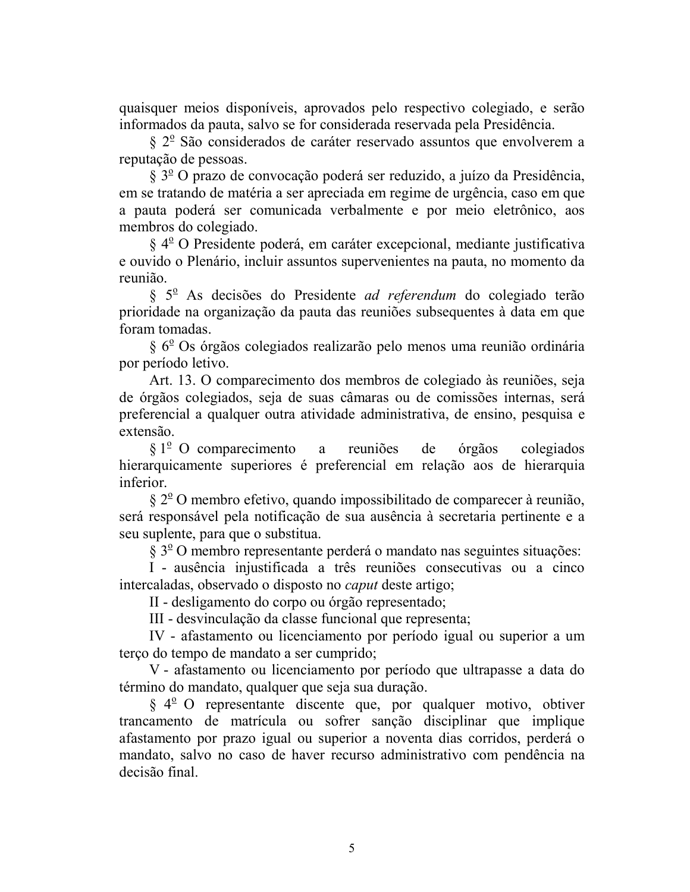quaisquer meios disponíveis, aprovados pelo respectivo colegiado, e serão informados da pauta, salvo se for considerada reservada pela Presidência.

§ 2º São considerados de caráter reservado assuntos que envolverem a reputação de pessoas.

§ 3º O prazo de convocação poderá ser reduzido, a juízo da Presidência, em se tratando de matéria a ser apreciada em regime de urgência, caso em que a pauta poderá ser comunicada verbalmente e por meio eletrônico, aos membros do colegiado.

§ 4º O Presidente poderá, em caráter excepcional, mediante justificativa e ouvido o Plenário, incluir assuntos supervenientes na pauta, no momento da reunião.

§ 5º As decisões do Presidente *ad referendum* do colegiado terão prioridade na organização da pauta das reuniões subsequentes à data em que foram tomadas.

§ 6º Os órgãos colegiados realizarão pelo menos uma reunião ordinária por período letivo.

Art. 13. O comparecimento dos membros de colegiado às reuniões, seja de órgãos colegiados, seja de suas câmaras ou de comissões internas, será preferencial a qualquer outra atividade administrativa, de ensino, pesquisa e extensão.

§ 1º O comparecimento a reuniões de órgãos colegiados hierarquicamente superiores é preferencial em relação aos de hierarquia inferior.

§ 2º O membro efetivo, quando impossibilitado de comparecer à reunião, será responsável pela notificação de sua ausência à secretaria pertinente e a seu suplente, para que o substitua.

§ 3º O membro representante perderá o mandato nas seguintes situações:

I - ausência injustificada a três reuniões consecutivas ou a cinco intercaladas, observado o disposto no *caput* deste artigo;

II - desligamento do corpo ou órgão representado;

III - desvinculação da classe funcional que representa;

IV - afastamento ou licenciamento por período igual ou superior a um terço do tempo de mandato a ser cumprido;

V - afastamento ou licenciamento por período que ultrapasse a data do término do mandato, qualquer que seja sua duração.

§ 4º O representante discente que, por qualquer motivo, obtiver trancamento de matrícula ou sofrer sanção disciplinar que implique afastamento por prazo igual ou superior a noventa dias corridos, perderá o mandato, salvo no caso de haver recurso administrativo com pendência na decisão final.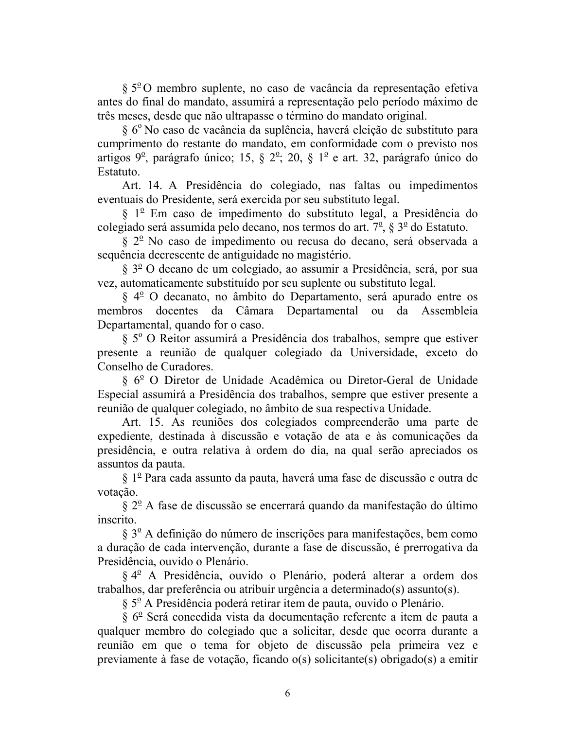§ 5º O membro suplente, no caso de vacância da representação efetiva antes do final do mandato, assumirá a representação pelo período máximo de três meses, desde que não ultrapasse o término do mandato original.

§ 6º No caso de vacância da suplência, haverá eleição de substituto para cumprimento do restante do mandato, em conformidade com o previsto nos artigos 9º, parágrafo único; 15, § 2º; 20, § 1º e art. 32, parágrafo único do Estatuto.

Art. 14. A Presidência do colegiado, nas faltas ou impedimentos eventuais do Presidente, será exercida por seu substituto legal.

§ 1º Em caso de impedimento do substituto legal, a Presidência do colegiado será assumida pelo decano, nos termos do art. 7º, § 3º do Estatuto.

§ 2º No caso de impedimento ou recusa do decano, será observada a sequência decrescente de antiguidade no magistério.

§ 3º O decano de um colegiado, ao assumir a Presidência, será, por sua vez, automaticamente substituído por seu suplente ou substituto legal.

§ 4º O decanato, no âmbito do Departamento, será apurado entre os membros docentes da Câmara Departamental ou da Assembleia Departamental, quando for o caso.

§ 5º O Reitor assumirá a Presidência dos trabalhos, sempre que estiver presente a reunião de qualquer colegiado da Universidade, exceto do Conselho de Curadores.

§ 6º O Diretor de Unidade Acadêmica ou Diretor-Geral de Unidade Especial assumirá a Presidência dos trabalhos, sempre que estiver presente a reunião de qualquer colegiado, no âmbito de sua respectiva Unidade.

Art. 15. As reuniões dos colegiados compreenderão uma parte de expediente, destinada à discussão e votação de ata e às comunicações da presidência, e outra relativa à ordem do dia, na qual serão apreciados os assuntos da pauta.

§ 1º Para cada assunto da pauta, haverá uma fase de discussão e outra de votação.

§ 2º A fase de discussão se encerrará quando da manifestação do último inscrito.

§ 3º A definição do número de inscrições para manifestações, bem como a duração de cada intervenção, durante a fase de discussão, é prerrogativa da Presidência, ouvido o Plenário.

§ 4º A Presidência, ouvido o Plenário, poderá alterar a ordem dos trabalhos, dar preferência ou atribuir urgência a determinado(s) assunto(s).

§ 5º A Presidência poderá retirar item de pauta, ouvido o Plenário.

§ 6º Será concedida vista da documentação referente a item de pauta a qualquer membro do colegiado que a solicitar, desde que ocorra durante a reunião em que o tema for objeto de discussão pela primeira vez e previamente à fase de votação, ficando o(s) solicitante(s) obrigado(s) a emitir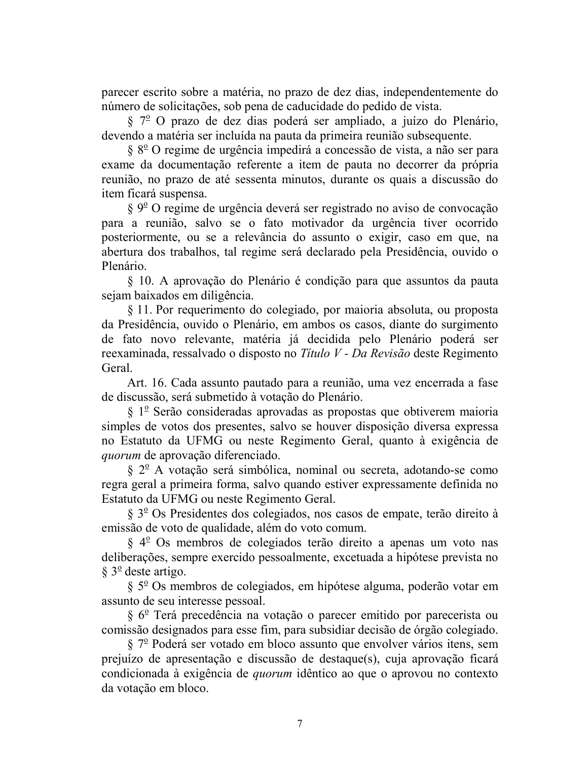parecer escrito sobre a matéria, no prazo de dez dias, independentemente do número de solicitações, sob pena de caducidade do pedido de vista.

§ 7º O prazo de dez dias poderá ser ampliado, a juízo do Plenário, devendo a matéria ser incluída na pauta da primeira reunião subsequente.

§ 8º O regime de urgência impedirá a concessão de vista, a não ser para exame da documentação referente a item de pauta no decorrer da própria reunião, no prazo de até sessenta minutos, durante os quais a discussão do item ficará suspensa.

§ 9º O regime de urgência deverá ser registrado no aviso de convocação para a reunião, salvo se o fato motivador da urgência tiver ocorrido posteriormente, ou se a relevância do assunto o exigir, caso em que, na abertura dos trabalhos, tal regime será declarado pela Presidência, ouvido o Plenário.

§ 10. A aprovação do Plenário é condição para que assuntos da pauta sejam baixados em diligência.

§ 11. Por requerimento do colegiado, por maioria absoluta, ou proposta da Presidência, ouvido o Plenário, em ambos os casos, diante do surgimento de fato novo relevante, matéria já decidida pelo Plenário poderá ser reexaminada, ressalvado o disposto no *Título V - Da Revisão* deste Regimento Geral.

Art. 16. Cada assunto pautado para a reunião, uma vez encerrada a fase de discussão, será submetido à votação do Plenário.

§ 1º Serão consideradas aprovadas as propostas que obtiverem maioria simples de votos dos presentes, salvo se houver disposição diversa expressa no Estatuto da UFMG ou neste Regimento Geral, quanto à exigência de *quorum* de aprovação diferenciado.

§ 2º A votação será simbólica, nominal ou secreta, adotando-se como regra geral a primeira forma, salvo quando estiver expressamente definida no Estatuto da UFMG ou neste Regimento Geral.

§ 3º Os Presidentes dos colegiados, nos casos de empate, terão direito à emissão de voto de qualidade, além do voto comum.

§ 4º Os membros de colegiados terão direito a apenas um voto nas deliberações, sempre exercido pessoalmente, excetuada a hipótese prevista no § 3º deste artigo.

§ 5º Os membros de colegiados, em hipótese alguma, poderão votar em assunto de seu interesse pessoal.

§ 6º Terá precedência na votação o parecer emitido por parecerista ou comissão designados para esse fim, para subsidiar decisão de órgão colegiado.

§ 7º Poderá ser votado em bloco assunto que envolver vários itens, sem prejuízo de apresentação e discussão de destaque(s), cuja aprovação ficará condicionada à exigência de *quorum* idêntico ao que o aprovou no contexto da votação em bloco.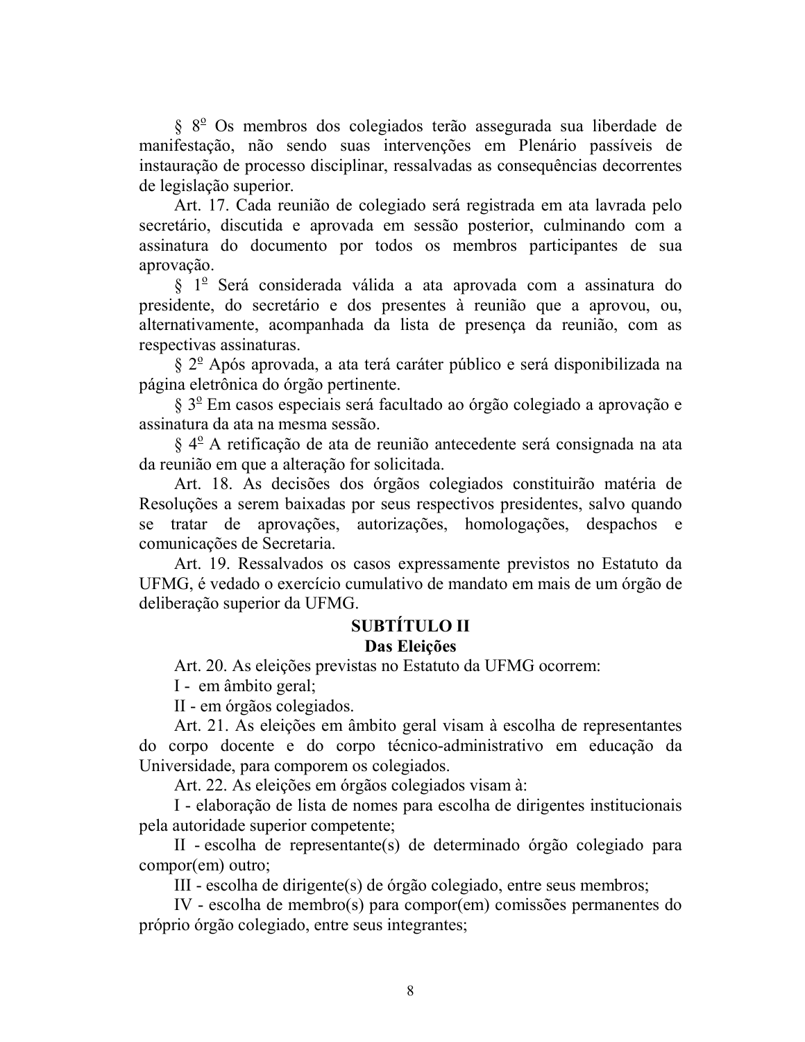§ 8º Os membros dos colegiados terão assegurada sua liberdade de manifestação, não sendo suas intervenções em Plenário passíveis de instauração de processo disciplinar, ressalvadas as consequências decorrentes de legislação superior.

Art. 17. Cada reunião de colegiado será registrada em ata lavrada pelo secretário, discutida e aprovada em sessão posterior, culminando com a assinatura do documento por todos os membros participantes de sua aprovação.

§ 1º Será considerada válida a ata aprovada com a assinatura do presidente, do secretário e dos presentes à reunião que a aprovou, ou, alternativamente, acompanhada da lista de presença da reunião, com as respectivas assinaturas.

§ 2º Após aprovada, a ata terá caráter público e será disponibilizada na página eletrônica do órgão pertinente.

§ 3º Em casos especiais será facultado ao órgão colegiado a aprovação e assinatura da ata na mesma sessão.

§ 4º A retificação de ata de reunião antecedente será consignada na ata da reunião em que a alteração for solicitada.

Art. 18. As decisões dos órgãos colegiados constituirão matéria de Resoluções a serem baixadas por seus respectivos presidentes, salvo quando se tratar de aprovações, autorizações, homologações, despachos e comunicações de Secretaria.

Art. 19. Ressalvados os casos expressamente previstos no Estatuto da UFMG, é vedado o exercício cumulativo de mandato em mais de um órgão de deliberação superior da UFMG.

## SUBTÍTULO II
## Das Eleições

Art. 20. As eleições previstas no Estatuto da UFMG ocorrem:

I - em âmbito geral;

II - em órgãos colegiados.

Art. 21. As eleições em âmbito geral visam à escolha de representantes do corpo docente e do corpo técnico-administrativo em educação da Universidade, para comporem os colegiados.

Art. 22. As eleições em órgãos colegiados visam à:

I - elaboração de lista de nomes para escolha de dirigentes institucionais pela autoridade superior competente;

II - escolha de representante(s) de determinado órgão colegiado para compor(em) outro;

III - escolha de dirigente(s) de órgão colegiado, entre seus membros;

IV - escolha de membro(s) para compor(em) comissões permanentes do próprio órgão colegiado, entre seus integrantes;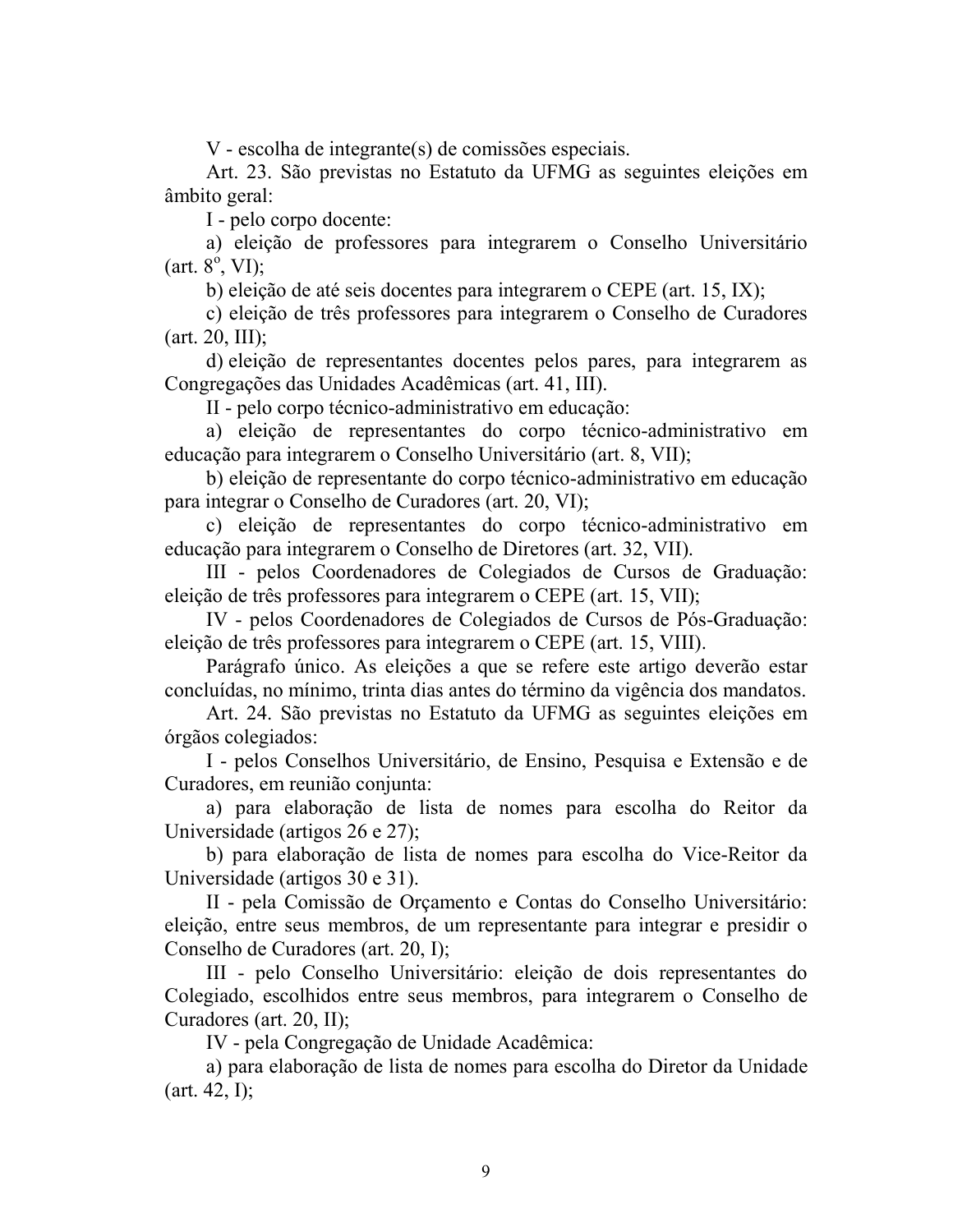V - escolha de integrante(s) de comissões especiais.

Art. 23. São previstas no Estatuto da UFMG as seguintes eleições em âmbito geral:

I - pelo corpo docente:

a) eleição de professores para integrarem o Conselho Universitário (art. 8º, VI);

b) eleição de até seis docentes para integrarem o CEPE (art. 15, IX);

c) eleição de três professores para integrarem o Conselho de Curadores (art. 20, III);

d) eleição de representantes docentes pelos pares, para integrarem as Congregações das Unidades Acadêmicas (art. 41, III).

II - pelo corpo técnico-administrativo em educação:

a) eleição de representantes do corpo técnico-administrativo em educação para integrarem o Conselho Universitário (art. 8, VII);

b) eleição de representante do corpo técnico-administrativo em educação para integrar o Conselho de Curadores (art. 20, VI);

c) eleição de representantes do corpo técnico-administrativo em educação para integrarem o Conselho de Diretores (art. 32, VII).

III - pelos Coordenadores de Colegiados de Cursos de Graduação: eleição de três professores para integrarem o CEPE (art. 15, VII);

IV - pelos Coordenadores de Colegiados de Cursos de Pós-Graduação: eleição de três professores para integrarem o CEPE (art. 15, VIII).

Parágrafo único. As eleições a que se refere este artigo deverão estar concluídas, no mínimo, trinta dias antes do término da vigência dos mandatos.

Art. 24. São previstas no Estatuto da UFMG as seguintes eleições em órgãos colegiados:

I - pelos Conselhos Universitário, de Ensino, Pesquisa e Extensão e de Curadores, em reunião conjunta:

a) para elaboração de lista de nomes para escolha do Reitor da Universidade (artigos 26 e 27);

b) para elaboração de lista de nomes para escolha do Vice-Reitor da Universidade (artigos 30 e 31).

II - pela Comissão de Orçamento e Contas do Conselho Universitário: eleição, entre seus membros, de um representante para integrar e presidir o Conselho de Curadores (art. 20, I);

III - pelo Conselho Universitário: eleição de dois representantes do Colegiado, escolhidos entre seus membros, para integrarem o Conselho de Curadores (art. 20, II);

IV - pela Congregação de Unidade Acadêmica:

a) para elaboração de lista de nomes para escolha do Diretor da Unidade (art. 42, I);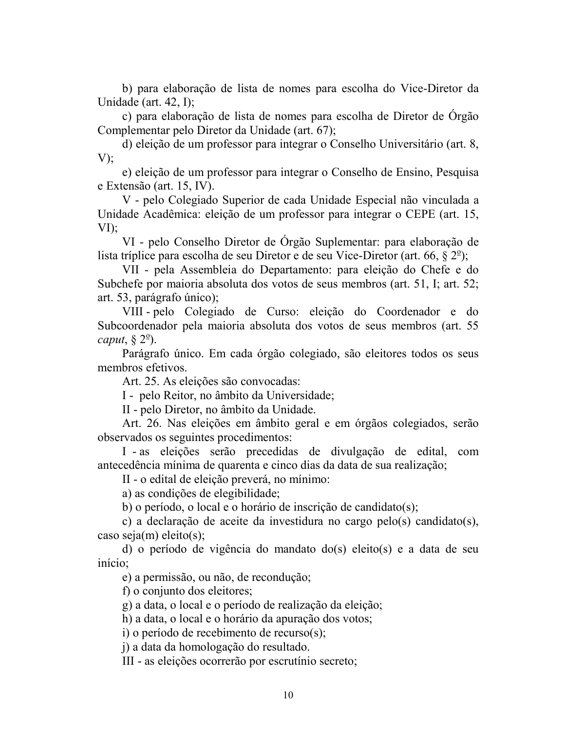b) para elaboração de lista de nomes para escolha do Vice-Diretor da Unidade (art. 42, I);

c) para elaboração de lista de nomes para escolha de Diretor de Órgão Complementar pelo Diretor da Unidade (art. 67);

d) eleição de um professor para integrar o Conselho Universitário (art. 8, V);

e) eleição de um professor para integrar o Conselho de Ensino, Pesquisa e Extensão (art. 15, IV).

V - pelo Colegiado Superior de cada Unidade Especial não vinculada a Unidade Acadêmica: eleição de um professor para integrar o CEPE (art. 15, VI);

VI - pelo Conselho Diretor de Órgão Suplementar: para elaboração de lista tríplice para escolha de seu Diretor e de seu Vice-Diretor (art. 66, § 2º);

VII - pela Assembleia do Departamento: para eleição do Chefe e do Subchefe por maioria absoluta dos votos de seus membros (art. 51, I; art. 52; art. 53, parágrafo único);

VIII - pelo Colegiado de Curso: eleição do Coordenador e do Subcoordenador pela maioria absoluta dos votos de seus membros (art. 55 *caput*, § 2º).

Parágrafo único. Em cada órgão colegiado, são eleitores todos os seus membros efetivos.

Art. 25. As eleições são convocadas:

I - pelo Reitor, no âmbito da Universidade;

II - pelo Diretor, no âmbito da Unidade.

Art. 26. Nas eleições em âmbito geral e em órgãos colegiados, serão observados os seguintes procedimentos:

I - as eleições serão precedidas de divulgação de edital, com antecedência mínima de quarenta e cinco dias da data de sua realização;

II - o edital de eleição preverá, no mínimo:

a) as condições de elegibilidade;

b) o período, o local e o horário de inscrição de candidato(s);

c) a declaração de aceite da investidura no cargo pelo(s) candidato(s), caso seja(m) eleito(s);

d) o período de vigência do mandato do(s) eleito(s) e a data de seu início;

e) a permissão, ou não, de recondução;

f) o conjunto dos eleitores;

g) a data, o local e o período de realização da eleição;

h) a data, o local e o horário da apuração dos votos;

i) o período de recebimento de recurso(s);

j) a data da homologação do resultado.

III - as eleições ocorrerão por escrutínio secreto;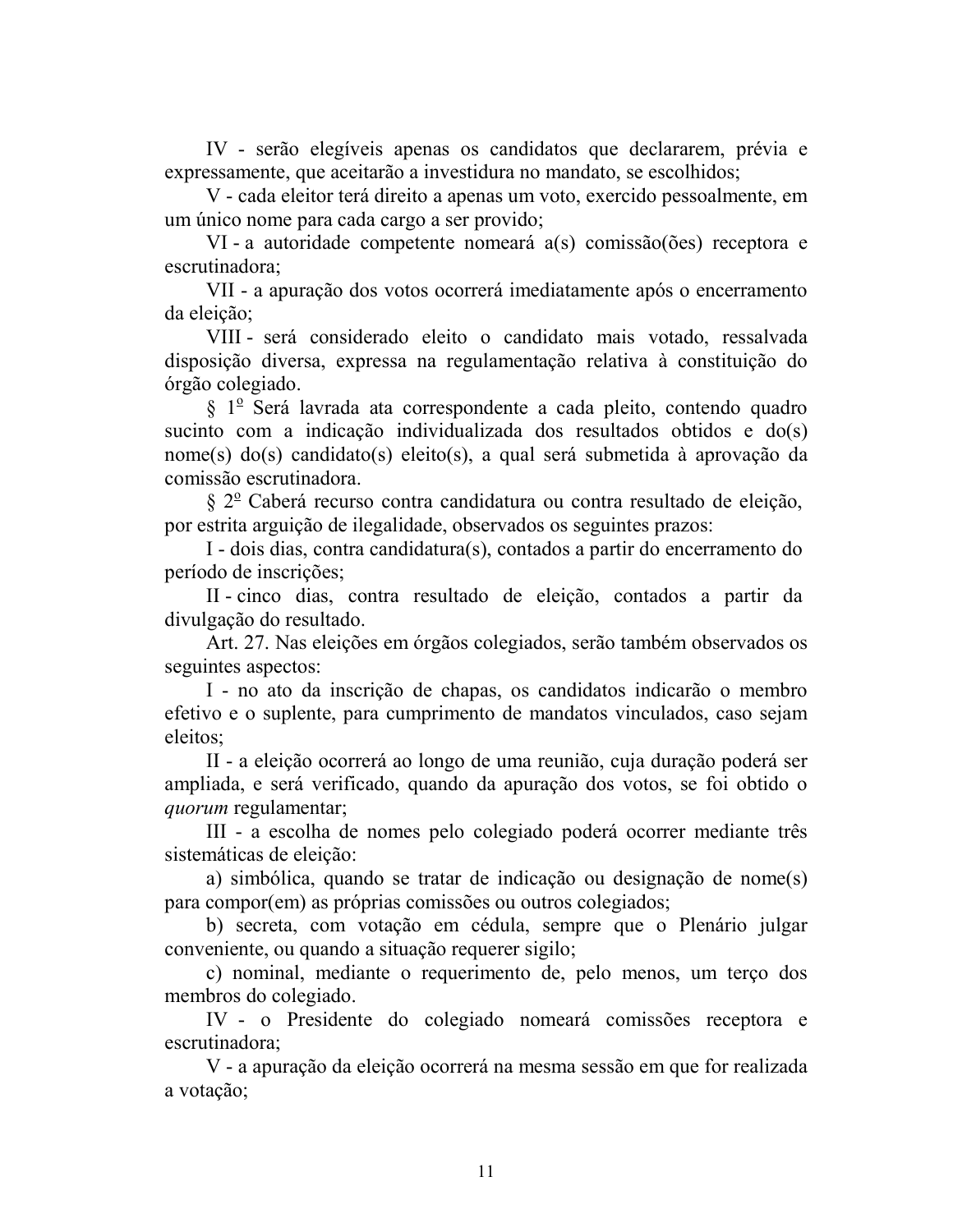IV - serão elegíveis apenas os candidatos que declararem, prévia e expressamente, que aceitarão a investidura no mandato, se escolhidos;

V - cada eleitor terá direito a apenas um voto, exercido pessoalmente, em um único nome para cada cargo a ser provido;

VI - a autoridade competente nomeará a(s) comissão(ões) receptora e escrutinadora;

VII - a apuração dos votos ocorrerá imediatamente após o encerramento da eleição;

VIII - será considerado eleito o candidato mais votado, ressalvada disposição diversa, expressa na regulamentação relativa à constituição do órgão colegiado.

§ 1º Será lavrada ata correspondente a cada pleito, contendo quadro sucinto com a indicação individualizada dos resultados obtidos e do(s) nome(s) do(s) candidato(s) eleito(s), a qual será submetida à aprovação da comissão escrutinadora.

§ 2º Caberá recurso contra candidatura ou contra resultado de eleição, por estrita arguição de ilegalidade, observados os seguintes prazos:

I - dois dias, contra candidatura(s), contados a partir do encerramento do período de inscrições;

II - cinco dias, contra resultado de eleição, contados a partir da divulgação do resultado.

Art. 27. Nas eleições em órgãos colegiados, serão também observados os seguintes aspectos:

I - no ato da inscrição de chapas, os candidatos indicarão o membro efetivo e o suplente, para cumprimento de mandatos vinculados, caso sejam eleitos;

II - a eleição ocorrerá ao longo de uma reunião, cuja duração poderá ser ampliada, e será verificado, quando da apuração dos votos, se foi obtido o *quorum* regulamentar;

III - a escolha de nomes pelo colegiado poderá ocorrer mediante três sistemáticas de eleição:

a) simbólica, quando se tratar de indicação ou designação de nome(s) para compor(em) as próprias comissões ou outros colegiados;

b) secreta, com votação em cédula, sempre que o Plenário julgar conveniente, ou quando a situação requerer sigilo;

c) nominal, mediante o requerimento de, pelo menos, um terço dos membros do colegiado.

IV - o Presidente do colegiado nomeará comissões receptora e escrutinadora;

V - a apuração da eleição ocorrerá na mesma sessão em que for realizada a votação;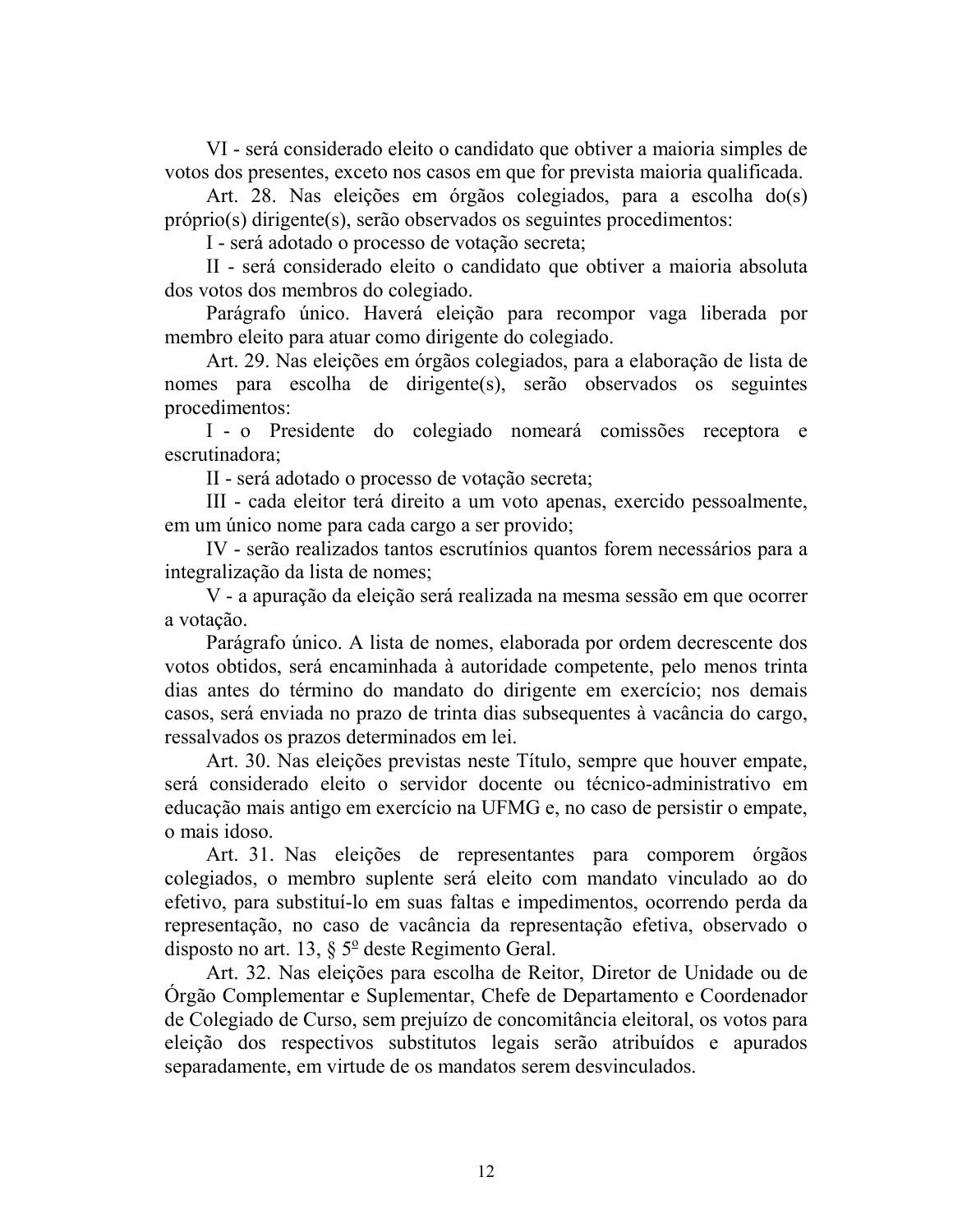VI - será considerado eleito o candidato que obtiver a maioria simples de votos dos presentes, exceto nos casos em que for prevista maioria qualificada.

Art. 28. Nas eleições em órgãos colegiados, para a escolha do(s) próprio(s) dirigente(s), serão observados os seguintes procedimentos:

I - será adotado o processo de votação secreta;

II - será considerado eleito o candidato que obtiver a maioria absoluta dos votos dos membros do colegiado.

Parágrafo único. Haverá eleição para recompor vaga liberada por membro eleito para atuar como dirigente do colegiado.

Art. 29. Nas eleições em órgãos colegiados, para a elaboração de lista de nomes para escolha de dirigente(s), serão observados os seguintes procedimentos:

I - o Presidente do colegiado nomeará comissões receptora e escrutinadora;

II - será adotado o processo de votação secreta;

III - cada eleitor terá direito a um voto apenas, exercido pessoalmente, em um único nome para cada cargo a ser provido;

IV - serão realizados tantos escrutínios quantos forem necessários para a integralização da lista de nomes;

V - a apuração da eleição será realizada na mesma sessão em que ocorrer a votação.

Parágrafo único. A lista de nomes, elaborada por ordem decrescente dos votos obtidos, será encaminhada à autoridade competente, pelo menos trinta dias antes do término do mandato do dirigente em exercício; nos demais casos, será enviada no prazo de trinta dias subsequentes à vacância do cargo, ressalvados os prazos determinados em lei.

Art. 30. Nas eleições previstas neste Título, sempre que houver empate, será considerado eleito o servidor docente ou técnico-administrativo em educação mais antigo em exercício na UFMG e, no caso de persistir o empate, o mais idoso.

Art. 31. Nas eleições de representantes para comporem órgãos colegiados, o membro suplente será eleito com mandato vinculado ao do efetivo, para substituí-lo em suas faltas e impedimentos, ocorrendo perda da representação, no caso de vacância da representação efetiva, observado o disposto no art. 13, § 5º deste Regimento Geral.

Art. 32. Nas eleições para escolha de Reitor, Diretor de Unidade ou de Órgão Complementar e Suplementar, Chefe de Departamento e Coordenador de Colegiado de Curso, sem prejuízo de concomitância eleitoral, os votos para eleição dos respectivos substitutos legais serão atribuídos e apurados separadamente, em virtude de os mandatos serem desvinculados.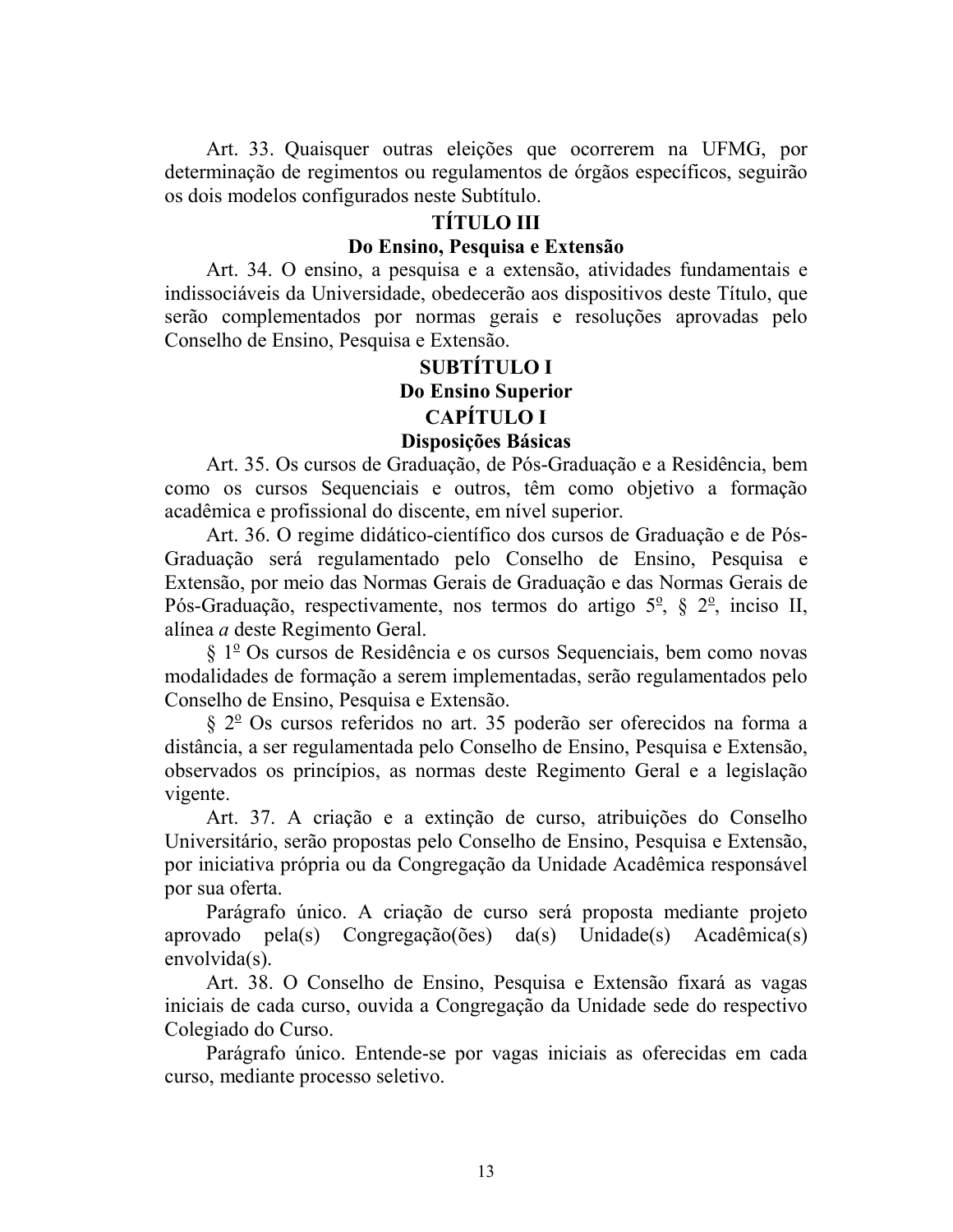Art. 33. Quaisquer outras eleições que ocorrerem na UFMG, por determinação de regimentos ou regulamentos de órgãos específicos, seguirão os dois modelos configurados neste Subtítulo.

# TÍTULO III

## Do Ensino, Pesquisa e Extensão

Art. 34. O ensino, a pesquisa e a extensão, atividades fundamentais e indissociáveis da Universidade, obedecerão aos dispositivos deste Título, que serão complementados por normas gerais e resoluções aprovadas pelo Conselho de Ensino, Pesquisa e Extensão.

## SUBTÍTULO I

## Do Ensino Superior

### CAPÍTULO I

### Disposições Básicas

Art. 35. Os cursos de Graduação, de Pós-Graduação e a Residência, bem como os cursos Sequenciais e outros, têm como objetivo a formação acadêmica e profissional do discente, em nível superior.

Art. 36. O regime didático-científico dos cursos de Graduação e de Pós-Graduação será regulamentado pelo Conselho de Ensino, Pesquisa e Extensão, por meio das Normas Gerais de Graduação e das Normas Gerais de Pós-Graduação, respectivamente, nos termos do artigo 5º, § 2º, inciso II, alínea *a* deste Regimento Geral.

§ 1º Os cursos de Residência e os cursos Sequenciais, bem como novas modalidades de formação a serem implementadas, serão regulamentados pelo Conselho de Ensino, Pesquisa e Extensão.

§ 2º Os cursos referidos no art. 35 poderão ser oferecidos na forma a distância, a ser regulamentada pelo Conselho de Ensino, Pesquisa e Extensão, observados os princípios, as normas deste Regimento Geral e a legislação vigente.

Art. 37. A criação e a extinção de curso, atribuições do Conselho Universitário, serão propostas pelo Conselho de Ensino, Pesquisa e Extensão, por iniciativa própria ou da Congregação da Unidade Acadêmica responsável por sua oferta.

Parágrafo único. A criação de curso será proposta mediante projeto aprovado pela(s) Congregação(ões) da(s) Unidade(s) Acadêmica(s) envolvida(s).

Art. 38. O Conselho de Ensino, Pesquisa e Extensão fixará as vagas iniciais de cada curso, ouvida a Congregação da Unidade sede do respectivo Colegiado do Curso.

Parágrafo único. Entende-se por vagas iniciais as oferecidas em cada curso, mediante processo seletivo.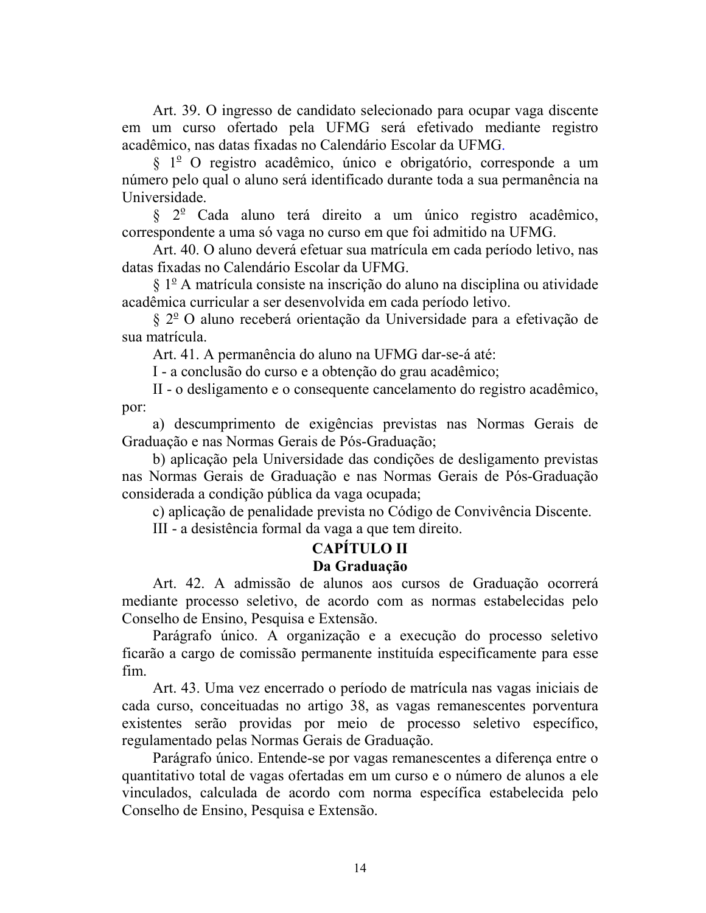Art. 39. O ingresso de candidato selecionado para ocupar vaga discente em um curso ofertado pela UFMG será efetivado mediante registro acadêmico, nas datas fixadas no Calendário Escolar da UFMG.

§ 1º O registro acadêmico, único e obrigatório, corresponde a um número pelo qual o aluno será identificado durante toda a sua permanência na Universidade.

§ 2º Cada aluno terá direito a um único registro acadêmico, correspondente a uma só vaga no curso em que foi admitido na UFMG.

Art. 40. O aluno deverá efetuar sua matrícula em cada período letivo, nas datas fixadas no Calendário Escolar da UFMG.

§ 1º A matrícula consiste na inscrição do aluno na disciplina ou atividade acadêmica curricular a ser desenvolvida em cada período letivo.

§ 2º O aluno receberá orientação da Universidade para a efetivação de sua matrícula.

Art. 41. A permanência do aluno na UFMG dar-se-á até:

I - a conclusão do curso e a obtenção do grau acadêmico;

II - o desligamento e o consequente cancelamento do registro acadêmico, por:

a) descumprimento de exigências previstas nas Normas Gerais de Graduação e nas Normas Gerais de Pós-Graduação;

b) aplicação pela Universidade das condições de desligamento previstas nas Normas Gerais de Graduação e nas Normas Gerais de Pós-Graduação considerada a condição pública da vaga ocupada;

c) aplicação de penalidade prevista no Código de Convivência Discente.

III - a desistência formal da vaga a que tem direito.

## CAPÍTULO II
## Da Graduação

Art. 42. A admissão de alunos aos cursos de Graduação ocorrerá mediante processo seletivo, de acordo com as normas estabelecidas pelo Conselho de Ensino, Pesquisa e Extensão.

Parágrafo único. A organização e a execução do processo seletivo ficarão a cargo de comissão permanente instituída especificamente para esse fim.

Art. 43. Uma vez encerrado o período de matrícula nas vagas iniciais de cada curso, conceituadas no artigo 38, as vagas remanescentes porventura existentes serão providas por meio de processo seletivo específico, regulamentado pelas Normas Gerais de Graduação.

Parágrafo único. Entende-se por vagas remanescentes a diferença entre o quantitativo total de vagas ofertadas em um curso e o número de alunos a ele vinculados, calculada de acordo com norma específica estabelecida pelo Conselho de Ensino, Pesquisa e Extensão.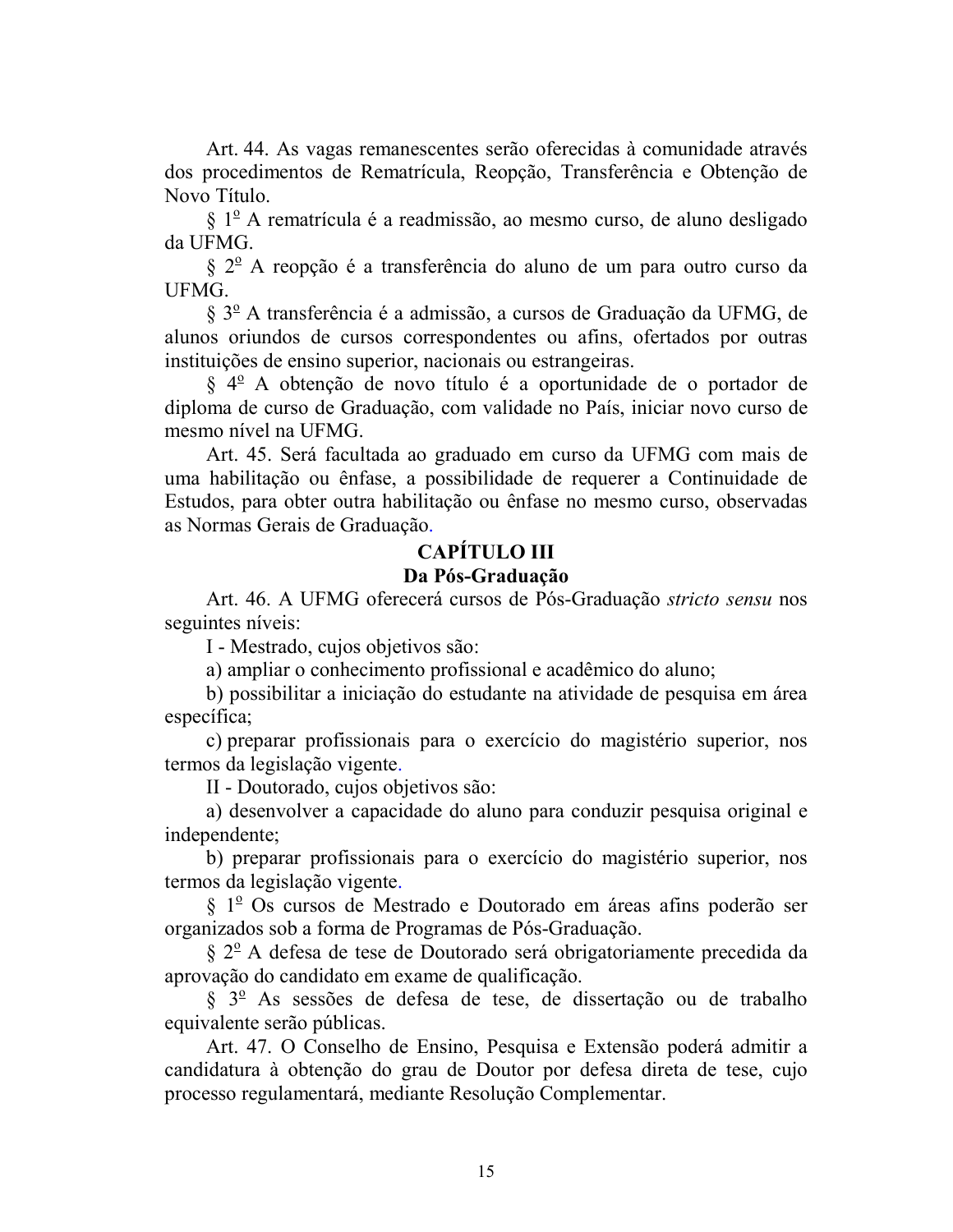Art. 44. As vagas remanescentes serão oferecidas à comunidade através dos procedimentos de Rematrícula, Reopção, Transferência e Obtenção de Novo Título.

§ 1º A rematrícula é a readmissão, ao mesmo curso, de aluno desligado da UFMG.

§ 2º A reopção é a transferência do aluno de um para outro curso da UFMG.

§ 3º A transferência é a admissão, a cursos de Graduação da UFMG, de alunos oriundos de cursos correspondentes ou afins, ofertados por outras instituições de ensino superior, nacionais ou estrangeiras.

§ 4º A obtenção de novo título é a oportunidade de o portador de diploma de curso de Graduação, com validade no País, iniciar novo curso de mesmo nível na UFMG.

Art. 45. Será facultada ao graduado em curso da UFMG com mais de uma habilitação ou ênfase, a possibilidade de requerer a Continuidade de Estudos, para obter outra habilitação ou ênfase no mesmo curso, observadas as Normas Gerais de Graduação.

## CAPÍTULO III
## Da Pós-Graduação

Art. 46. A UFMG oferecerá cursos de Pós-Graduação *stricto sensu* nos seguintes níveis:

I - Mestrado, cujos objetivos são:

a) ampliar o conhecimento profissional e acadêmico do aluno;

b) possibilitar a iniciação do estudante na atividade de pesquisa em área específica;

c) preparar profissionais para o exercício do magistério superior, nos termos da legislação vigente.

II - Doutorado, cujos objetivos são:

a) desenvolver a capacidade do aluno para conduzir pesquisa original e independente;

b) preparar profissionais para o exercício do magistério superior, nos termos da legislação vigente.

§ 1º Os cursos de Mestrado e Doutorado em áreas afins poderão ser organizados sob a forma de Programas de Pós-Graduação.

§ 2º A defesa de tese de Doutorado será obrigatoriamente precedida da aprovação do candidato em exame de qualificação.

§ 3º As sessões de defesa de tese, de dissertação ou de trabalho equivalente serão públicas.

Art. 47. O Conselho de Ensino, Pesquisa e Extensão poderá admitir a candidatura à obtenção do grau de Doutor por defesa direta de tese, cujo processo regulamentará, mediante Resolução Complementar.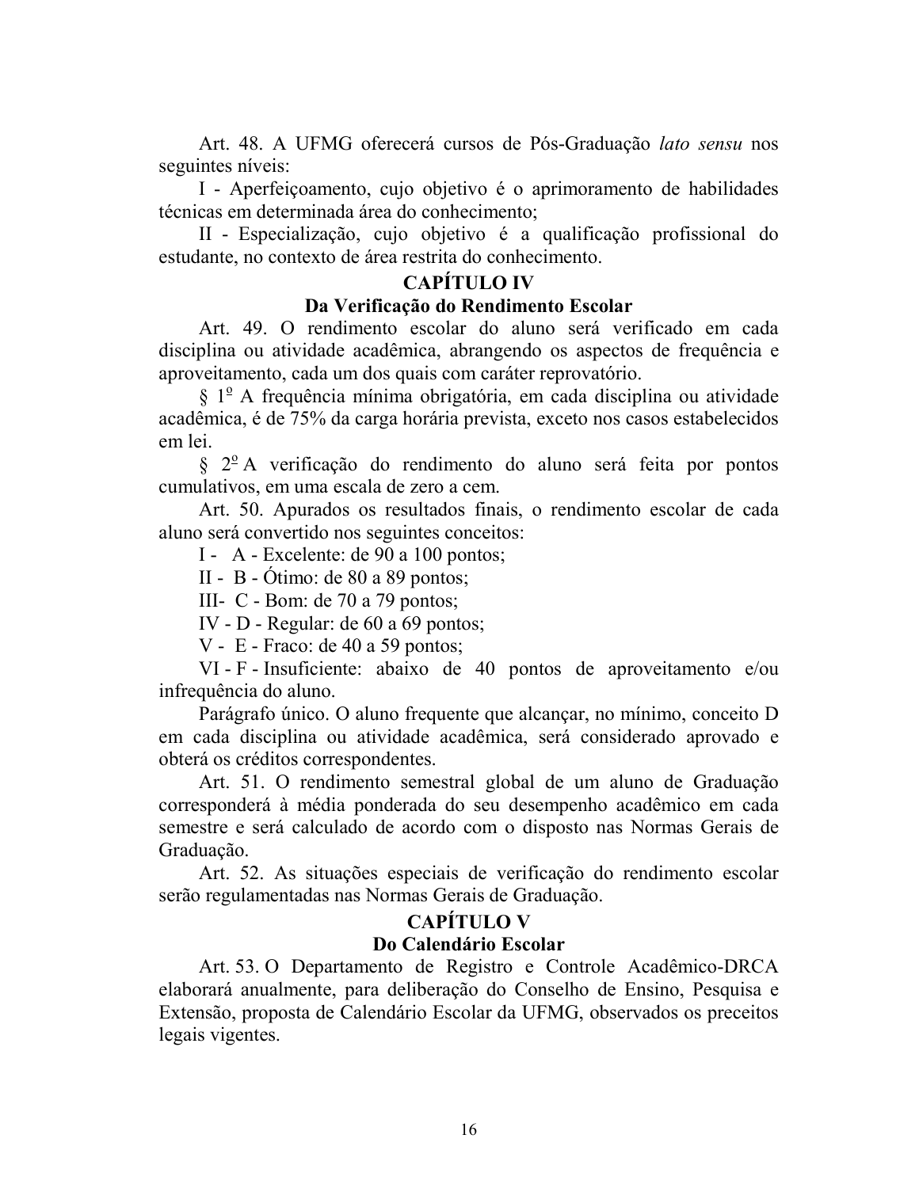Art. 48. A UFMG oferecerá cursos de Pós-Graduação *lato sensu* nos seguintes níveis:

I - Aperfeiçoamento, cujo objetivo é o aprimoramento de habilidades técnicas em determinada área do conhecimento;

II - Especialização, cujo objetivo é a qualificação profissional do estudante, no contexto de área restrita do conhecimento.

## CAPÍTULO IV

## Da Verificação do Rendimento Escolar

Art. 49. O rendimento escolar do aluno será verificado em cada disciplina ou atividade acadêmica, abrangendo os aspectos de frequência e aproveitamento, cada um dos quais com caráter reprovatório.

§ 1º A frequência mínima obrigatória, em cada disciplina ou atividade acadêmica, é de 75% da carga horária prevista, exceto nos casos estabelecidos em lei.

§ 2º A verificação do rendimento do aluno será feita por pontos cumulativos, em uma escala de zero a cem.

Art. 50. Apurados os resultados finais, o rendimento escolar de cada aluno será convertido nos seguintes conceitos:

I - A - Excelente: de 90 a 100 pontos;

II - B - Ótimo: de 80 a 89 pontos;

III- C - Bom: de 70 a 79 pontos;

IV - D - Regular: de 60 a 69 pontos;

V - E - Fraco: de 40 a 59 pontos;

VI - F - Insuficiente: abaixo de 40 pontos de aproveitamento e/ou infrequência do aluno.

Parágrafo único. O aluno frequente que alcançar, no mínimo, conceito D em cada disciplina ou atividade acadêmica, será considerado aprovado e obterá os créditos correspondentes.

Art. 51. O rendimento semestral global de um aluno de Graduação corresponderá à média ponderada do seu desempenho acadêmico em cada semestre e será calculado de acordo com o disposto nas Normas Gerais de Graduação.

Art. 52. As situações especiais de verificação do rendimento escolar serão regulamentadas nas Normas Gerais de Graduação.

## CAPÍTULO V

## Do Calendário Escolar

Art. 53. O Departamento de Registro e Controle Acadêmico-DRCA elaborará anualmente, para deliberação do Conselho de Ensino, Pesquisa e Extensão, proposta de Calendário Escolar da UFMG, observados os preceitos legais vigentes.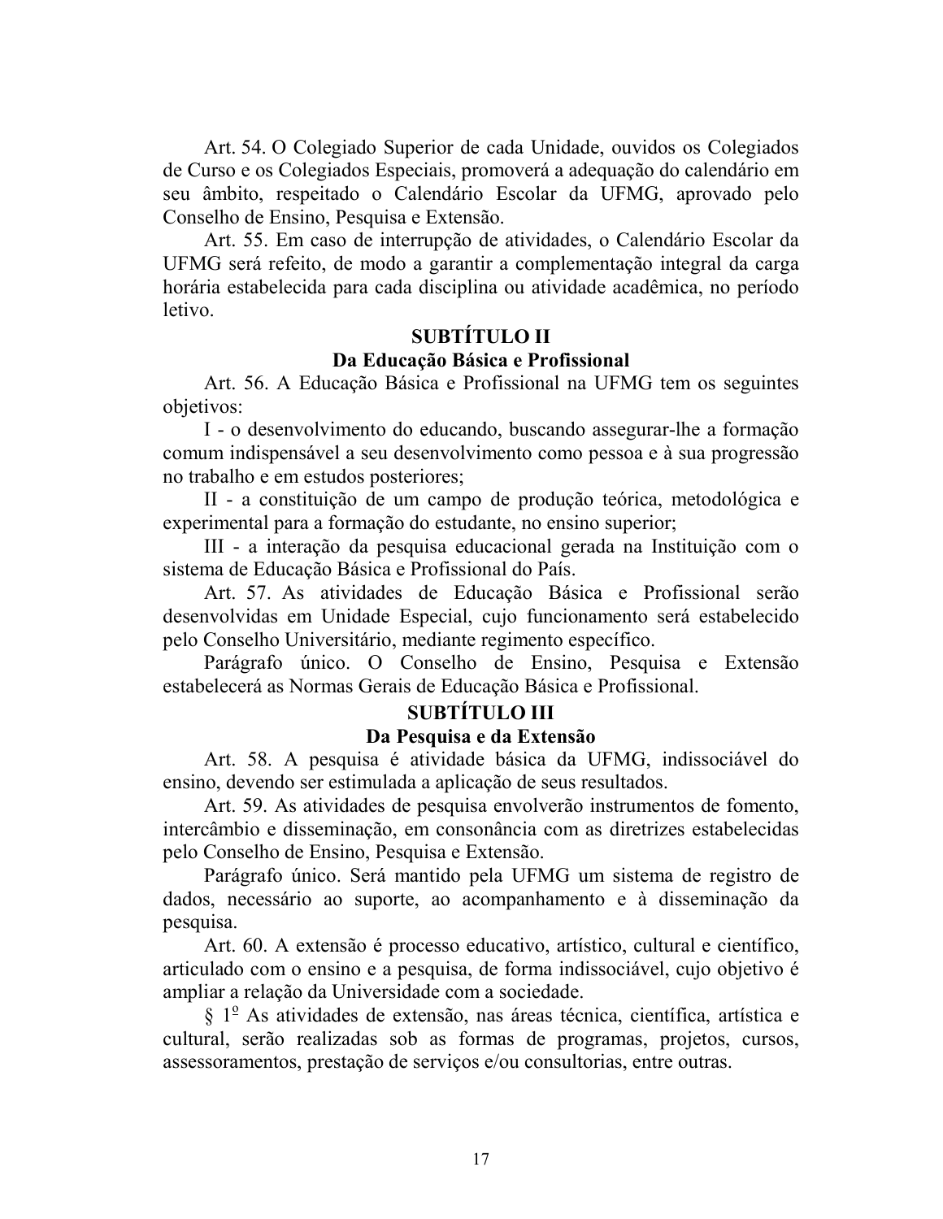Art. 54. O Colegiado Superior de cada Unidade, ouvidos os Colegiados de Curso e os Colegiados Especiais, promoverá a adequação do calendário em seu âmbito, respeitado o Calendário Escolar da UFMG, aprovado pelo Conselho de Ensino, Pesquisa e Extensão.

Art. 55. Em caso de interrupção de atividades, o Calendário Escolar da UFMG será refeito, de modo a garantir a complementação integral da carga horária estabelecida para cada disciplina ou atividade acadêmica, no período letivo.

## SUBTÍTULO II
## Da Educação Básica e Profissional

Art. 56. A Educação Básica e Profissional na UFMG tem os seguintes objetivos:

I - o desenvolvimento do educando, buscando assegurar-lhe a formação comum indispensável a seu desenvolvimento como pessoa e à sua progressão no trabalho e em estudos posteriores;

II - a constituição de um campo de produção teórica, metodológica e experimental para a formação do estudante, no ensino superior;

III - a interação da pesquisa educacional gerada na Instituição com o sistema de Educação Básica e Profissional do País.

Art. 57. As atividades de Educação Básica e Profissional serão desenvolvidas em Unidade Especial, cujo funcionamento será estabelecido pelo Conselho Universitário, mediante regimento específico.

Parágrafo único. O Conselho de Ensino, Pesquisa e Extensão estabelecerá as Normas Gerais de Educação Básica e Profissional.

## SUBTÍTULO III
## Da Pesquisa e da Extensão

Art. 58. A pesquisa é atividade básica da UFMG, indissociável do ensino, devendo ser estimulada a aplicação de seus resultados.

Art. 59. As atividades de pesquisa envolverão instrumentos de fomento, intercâmbio e disseminação, em consonância com as diretrizes estabelecidas pelo Conselho de Ensino, Pesquisa e Extensão.

Parágrafo único. Será mantido pela UFMG um sistema de registro de dados, necessário ao suporte, ao acompanhamento e à disseminação da pesquisa.

Art. 60. A extensão é processo educativo, artístico, cultural e científico, articulado com o ensino e a pesquisa, de forma indissociável, cujo objetivo é ampliar a relação da Universidade com a sociedade.

§ 1º As atividades de extensão, nas áreas técnica, científica, artística e cultural, serão realizadas sob as formas de programas, projetos, cursos, assessoramentos, prestação de serviços e/ou consultorias, entre outras.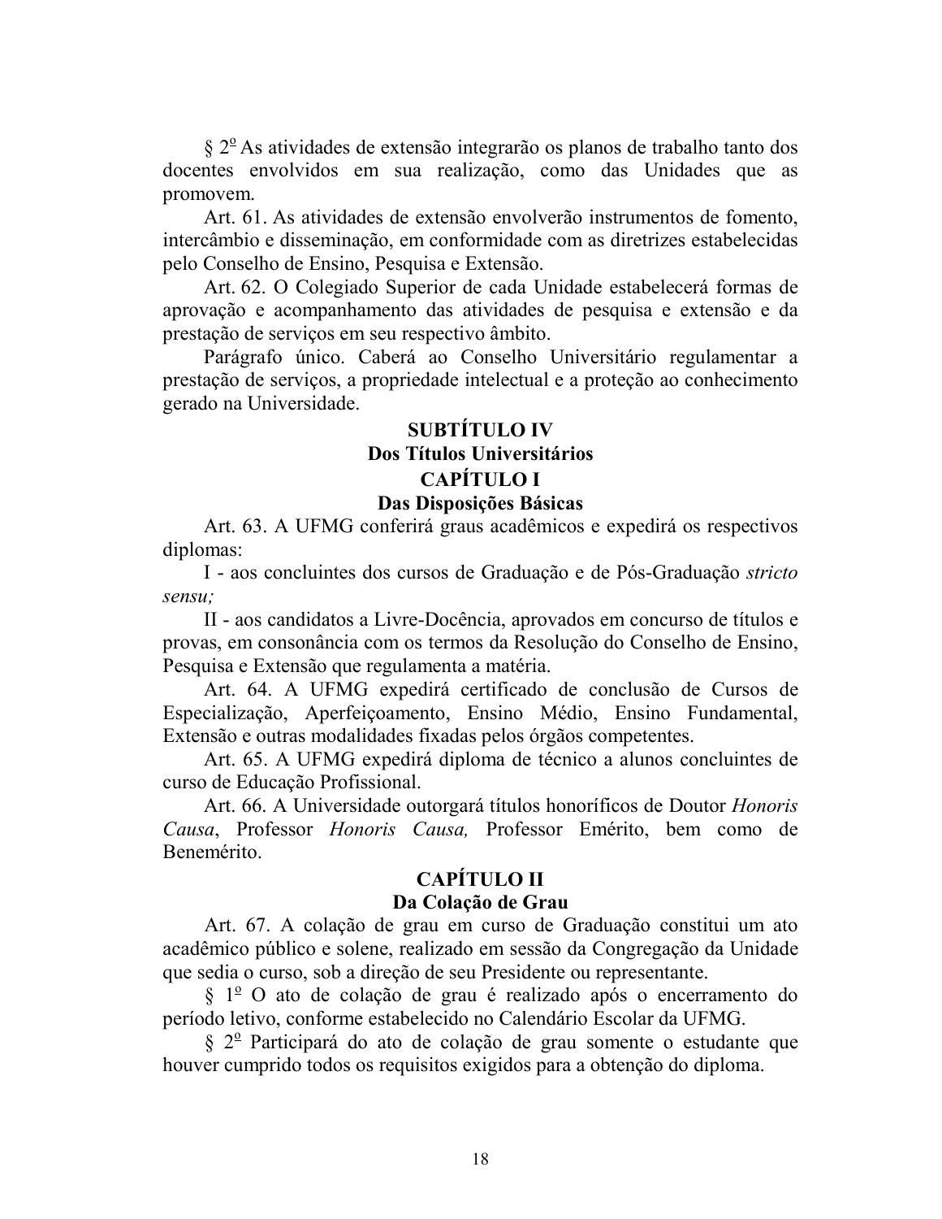§ 2º As atividades de extensão integrarão os planos de trabalho tanto dos docentes envolvidos em sua realização, como das Unidades que as promovem.

Art. 61. As atividades de extensão envolverão instrumentos de fomento, intercâmbio e disseminação, em conformidade com as diretrizes estabelecidas pelo Conselho de Ensino, Pesquisa e Extensão.

Art. 62. O Colegiado Superior de cada Unidade estabelecerá formas de aprovação e acompanhamento das atividades de pesquisa e extensão e da prestação de serviços em seu respectivo âmbito.

Parágrafo único. Caberá ao Conselho Universitário regulamentar a prestação de serviços, a propriedade intelectual e a proteção ao conhecimento gerado na Universidade.

## SUBTÍTULO IV
## Dos Títulos Universitários
### CAPÍTULO I
### Das Disposições Básicas

Art. 63. A UFMG conferirá graus acadêmicos e expedirá os respectivos diplomas:

I - aos concluintes dos cursos de Graduação e de Pós-Graduação *stricto sensu;*

II - aos candidatos a Livre-Docência, aprovados em concurso de títulos e provas, em consonância com os termos da Resolução do Conselho de Ensino, Pesquisa e Extensão que regulamenta a matéria.

Art. 64. A UFMG expedirá certificado de conclusão de Cursos de Especialização, Aperfeiçoamento, Ensino Médio, Ensino Fundamental, Extensão e outras modalidades fixadas pelos órgãos competentes.

Art. 65. A UFMG expedirá diploma de técnico a alunos concluintes de curso de Educação Profissional.

Art. 66. A Universidade outorgará títulos honoríficos de Doutor *Honoris Causa*, Professor *Honoris Causa,* Professor Emérito, bem como de Benemérito.

### CAPÍTULO II
### Da Colação de Grau

Art. 67. A colação de grau em curso de Graduação constitui um ato acadêmico público e solene, realizado em sessão da Congregação da Unidade que sedia o curso, sob a direção de seu Presidente ou representante.

§ 1º O ato de colação de grau é realizado após o encerramento do período letivo, conforme estabelecido no Calendário Escolar da UFMG.

§ 2º Participará do ato de colação de grau somente o estudante que houver cumprido todos os requisitos exigidos para a obtenção do diploma.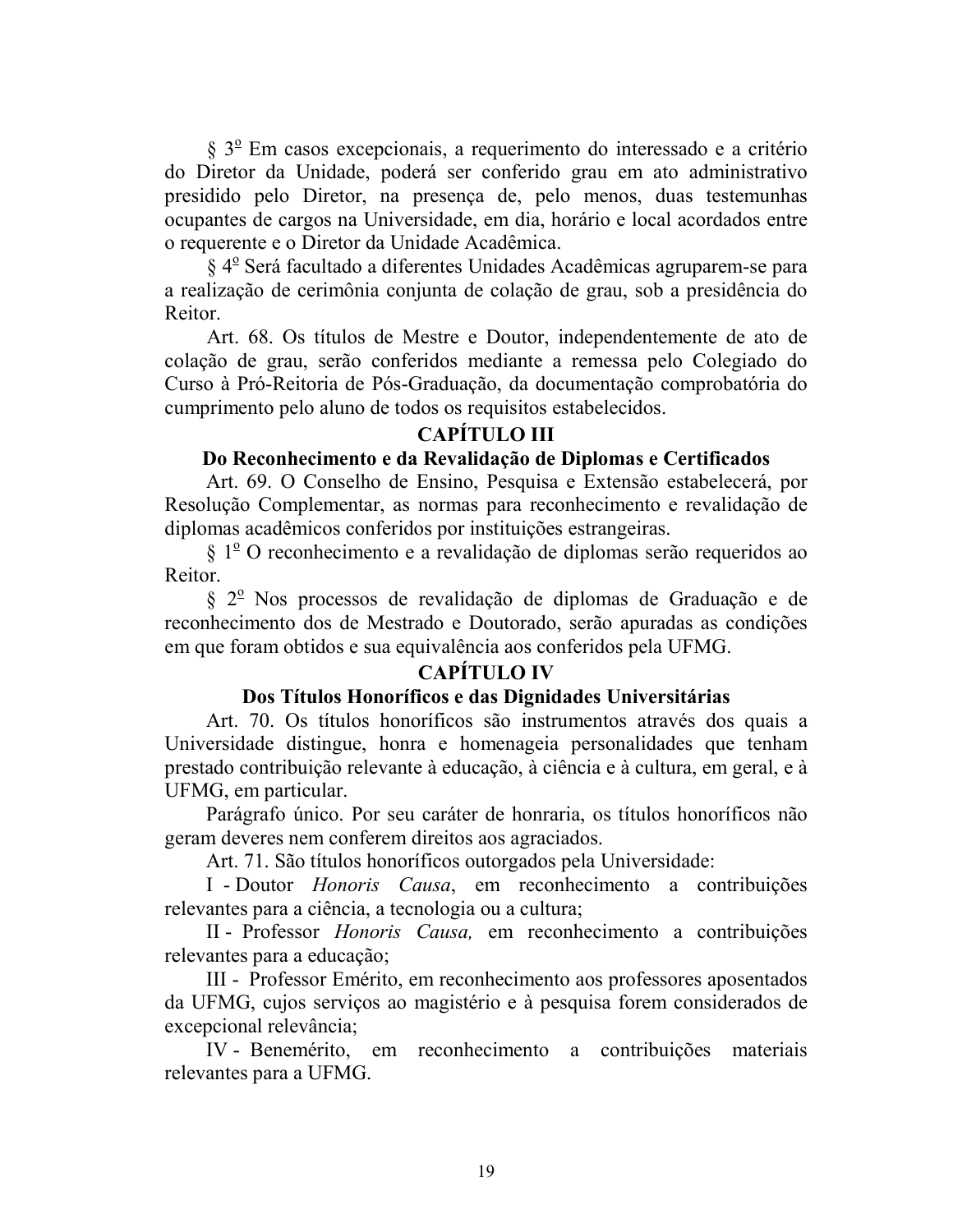§ 3º Em casos excepcionais, a requerimento do interessado e a critério do Diretor da Unidade, poderá ser conferido grau em ato administrativo presidido pelo Diretor, na presença de, pelo menos, duas testemunhas ocupantes de cargos na Universidade, em dia, horário e local acordados entre o requerente e o Diretor da Unidade Acadêmica.

§ 4º Será facultado a diferentes Unidades Acadêmicas agruparem-se para a realização de cerimônia conjunta de colação de grau, sob a presidência do Reitor.

Art. 68. Os títulos de Mestre e Doutor, independentemente de ato de colação de grau, serão conferidos mediante a remessa pelo Colegiado do Curso à Pró-Reitoria de Pós-Graduação, da documentação comprobatória do cumprimento pelo aluno de todos os requisitos estabelecidos.

## CAPÍTULO III

### Do Reconhecimento e da Revalidação de Diplomas e Certificados

Art. 69. O Conselho de Ensino, Pesquisa e Extensão estabelecerá, por Resolução Complementar, as normas para reconhecimento e revalidação de diplomas acadêmicos conferidos por instituições estrangeiras.

§ 1º O reconhecimento e a revalidação de diplomas serão requeridos ao Reitor.

§ 2º Nos processos de revalidação de diplomas de Graduação e de reconhecimento dos de Mestrado e Doutorado, serão apuradas as condições em que foram obtidos e sua equivalência aos conferidos pela UFMG.

## CAPÍTULO IV

### Dos Títulos Honoríficos e das Dignidades Universitárias

Art. 70. Os títulos honoríficos são instrumentos através dos quais a Universidade distingue, honra e homenageia personalidades que tenham prestado contribuição relevante à educação, à ciência e à cultura, em geral, e à UFMG, em particular.

Parágrafo único. Por seu caráter de honraria, os títulos honoríficos não geram deveres nem conferem direitos aos agraciados.

Art. 71. São títulos honoríficos outorgados pela Universidade:

I - Doutor *Honoris Causa*, em reconhecimento a contribuições relevantes para a ciência, a tecnologia ou a cultura;

II - Professor *Honoris Causa,* em reconhecimento a contribuições relevantes para a educação;

III - Professor Emérito, em reconhecimento aos professores aposentados da UFMG, cujos serviços ao magistério e à pesquisa forem considerados de excepcional relevância;

IV - Benemérito, em reconhecimento a contribuições materiais relevantes para a UFMG.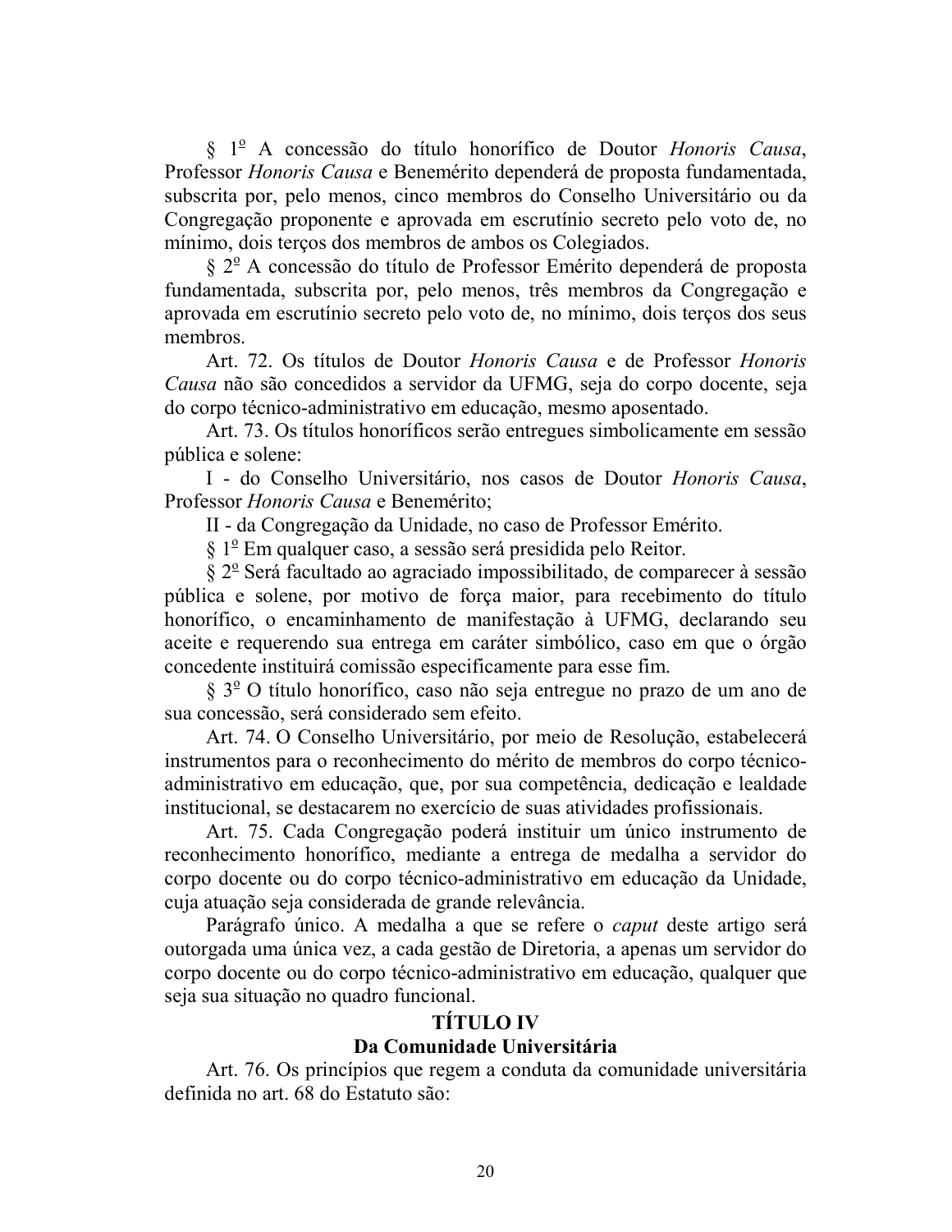§ 1º A concessão do título honorífico de Doutor *Honoris Causa*, Professor *Honoris Causa* e Benemérito dependerá de proposta fundamentada, subscrita por, pelo menos, cinco membros do Conselho Universitário ou da Congregação proponente e aprovada em escrutínio secreto pelo voto de, no mínimo, dois terços dos membros de ambos os Colegiados.

§ 2º A concessão do título de Professor Emérito dependerá de proposta fundamentada, subscrita por, pelo menos, três membros da Congregação e aprovada em escrutínio secreto pelo voto de, no mínimo, dois terços dos seus membros.

Art. 72. Os títulos de Doutor *Honoris Causa* e de Professor *Honoris Causa* não são concedidos a servidor da UFMG, seja do corpo docente, seja do corpo técnico-administrativo em educação, mesmo aposentado.

Art. 73. Os títulos honoríficos serão entregues simbolicamente em sessão pública e solene:

I - do Conselho Universitário, nos casos de Doutor *Honoris Causa*, Professor *Honoris Causa* e Benemérito;

II - da Congregação da Unidade, no caso de Professor Emérito.

§ 1º Em qualquer caso, a sessão será presidida pelo Reitor.

§ 2º Será facultado ao agraciado impossibilitado, de comparecer à sessão pública e solene, por motivo de força maior, para recebimento do título honorífico, o encaminhamento de manifestação à UFMG, declarando seu aceite e requerendo sua entrega em caráter simbólico, caso em que o órgão concedente instituirá comissão especificamente para esse fim.

§ 3º O título honorífico, caso não seja entregue no prazo de um ano de sua concessão, será considerado sem efeito.

Art. 74. O Conselho Universitário, por meio de Resolução, estabelecerá instrumentos para o reconhecimento do mérito de membros do corpo técnico-administrativo em educação, que, por sua competência, dedicação e lealdade institucional, se destacarem no exercício de suas atividades profissionais.

Art. 75. Cada Congregação poderá instituir um único instrumento de reconhecimento honorífico, mediante a entrega de medalha a servidor do corpo docente ou do corpo técnico-administrativo em educação da Unidade, cuja atuação seja considerada de grande relevância.

Parágrafo único. A medalha a que se refere o *caput* deste artigo será outorgada uma única vez, a cada gestão de Diretoria, a apenas um servidor do corpo docente ou do corpo técnico-administrativo em educação, qualquer que seja sua situação no quadro funcional.

## TÍTULO IV
## Da Comunidade Universitária

Art. 76. Os princípios que regem a conduta da comunidade universitária definida no art. 68 do Estatuto são: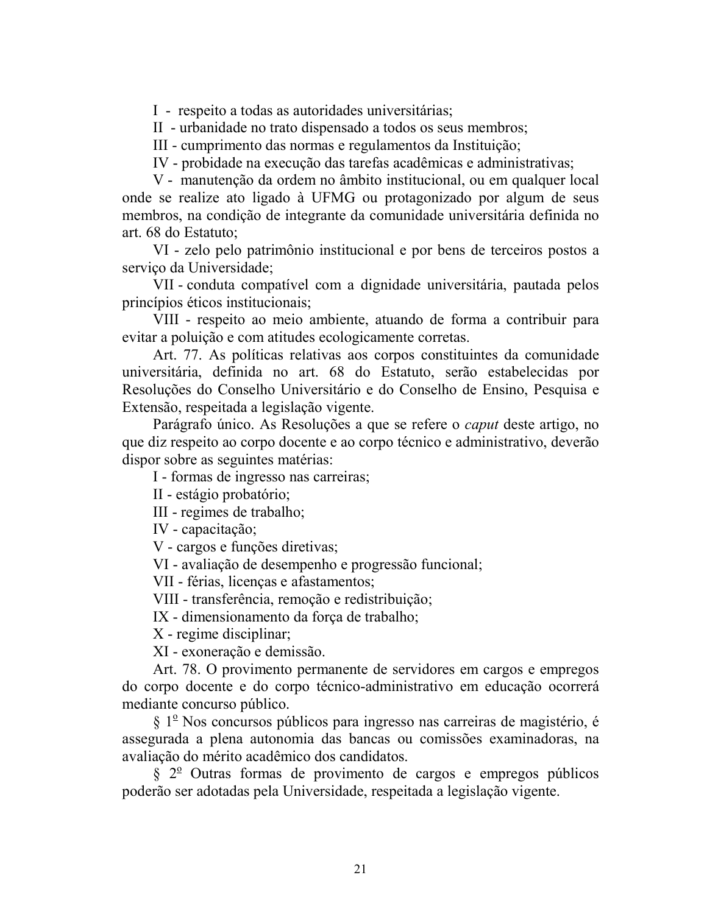I - respeito a todas as autoridades universitárias;

II - urbanidade no trato dispensado a todos os seus membros;

III - cumprimento das normas e regulamentos da Instituição;

IV - probidade na execução das tarefas acadêmicas e administrativas;

V - manutenção da ordem no âmbito institucional, ou em qualquer local onde se realize ato ligado à UFMG ou protagonizado por algum de seus membros, na condição de integrante da comunidade universitária definida no art. 68 do Estatuto;

VI - zelo pelo patrimônio institucional e por bens de terceiros postos a serviço da Universidade;

VII - conduta compatível com a dignidade universitária, pautada pelos princípios éticos institucionais;

VIII - respeito ao meio ambiente, atuando de forma a contribuir para evitar a poluição e com atitudes ecologicamente corretas.

Art. 77. As políticas relativas aos corpos constituintes da comunidade universitária, definida no art. 68 do Estatuto, serão estabelecidas por Resoluções do Conselho Universitário e do Conselho de Ensino, Pesquisa e Extensão, respeitada a legislação vigente.

Parágrafo único. As Resoluções a que se refere o *caput* deste artigo, no que diz respeito ao corpo docente e ao corpo técnico e administrativo, deverão dispor sobre as seguintes matérias:

I - formas de ingresso nas carreiras;

II - estágio probatório;

III - regimes de trabalho;

IV - capacitação;

V - cargos e funções diretivas;

VI - avaliação de desempenho e progressão funcional;

VII - férias, licenças e afastamentos;

VIII - transferência, remoção e redistribuição;

IX - dimensionamento da força de trabalho;

X - regime disciplinar;

XI - exoneração e demissão.

Art. 78. O provimento permanente de servidores em cargos e empregos do corpo docente e do corpo técnico-administrativo em educação ocorrerá mediante concurso público.

§ 1º Nos concursos públicos para ingresso nas carreiras de magistério, é assegurada a plena autonomia das bancas ou comissões examinadoras, na avaliação do mérito acadêmico dos candidatos.

§ 2º Outras formas de provimento de cargos e empregos públicos poderão ser adotadas pela Universidade, respeitada a legislação vigente.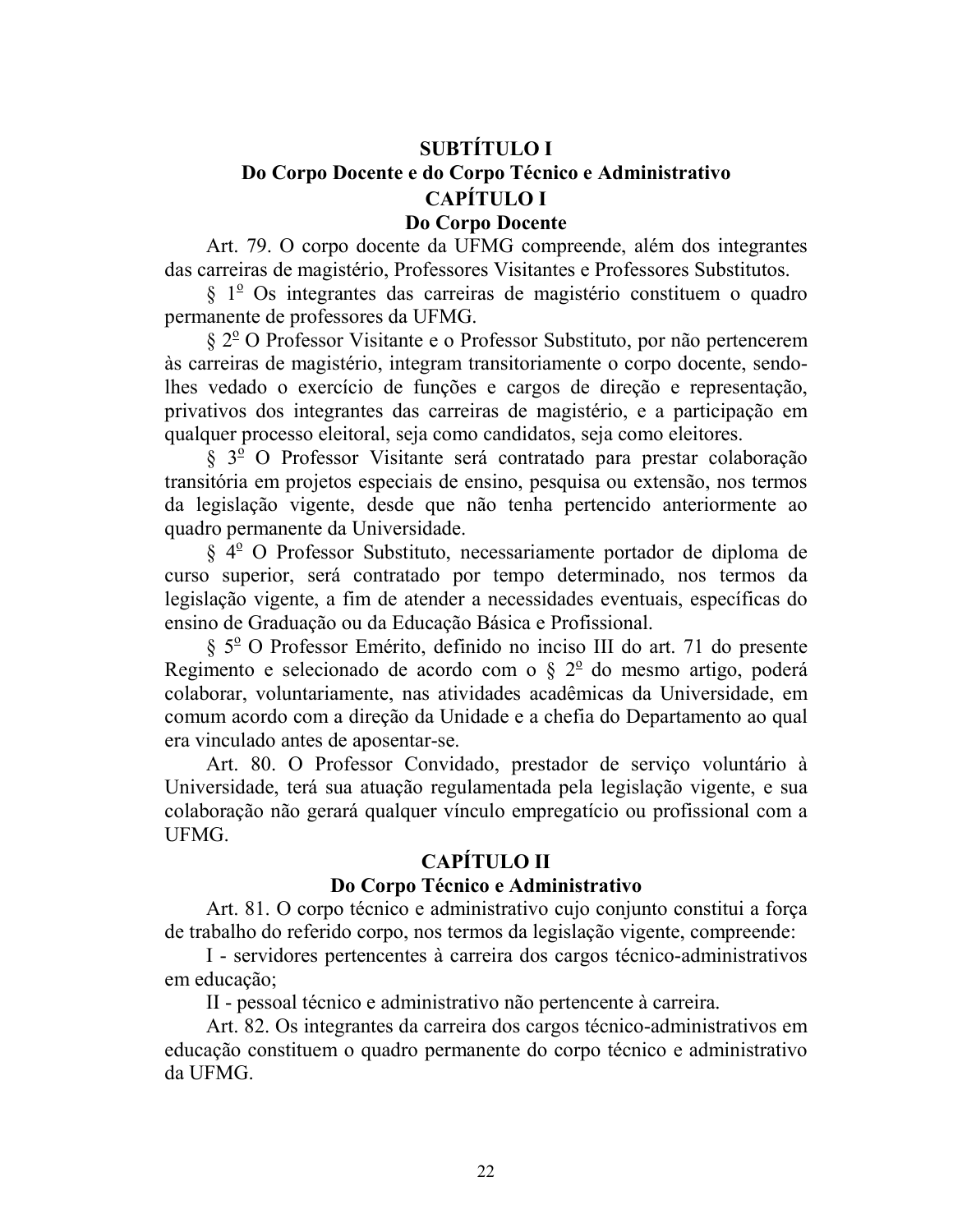## SUBTÍTULO I
## Do Corpo Docente e do Corpo Técnico e Administrativo
### CAPÍTULO I
### Do Corpo Docente

Art. 79. O corpo docente da UFMG compreende, além dos integrantes das carreiras de magistério, Professores Visitantes e Professores Substitutos.

§ 1º Os integrantes das carreiras de magistério constituem o quadro permanente de professores da UFMG.

§ 2º O Professor Visitante e o Professor Substituto, por não pertencerem às carreiras de magistério, integram transitoriamente o corpo docente, sendo-lhes vedado o exercício de funções e cargos de direção e representação, privativos dos integrantes das carreiras de magistério, e a participação em qualquer processo eleitoral, seja como candidatos, seja como eleitores.

§ 3º O Professor Visitante será contratado para prestar colaboração transitória em projetos especiais de ensino, pesquisa ou extensão, nos termos da legislação vigente, desde que não tenha pertencido anteriormente ao quadro permanente da Universidade.

§ 4º O Professor Substituto, necessariamente portador de diploma de curso superior, será contratado por tempo determinado, nos termos da legislação vigente, a fim de atender a necessidades eventuais, específicas do ensino de Graduação ou da Educação Básica e Profissional.

§ 5º O Professor Emérito, definido no inciso III do art. 71 do presente Regimento e selecionado de acordo com o § 2º do mesmo artigo, poderá colaborar, voluntariamente, nas atividades acadêmicas da Universidade, em comum acordo com a direção da Unidade e a chefia do Departamento ao qual era vinculado antes de aposentar-se.

Art. 80. O Professor Convidado, prestador de serviço voluntário à Universidade, terá sua atuação regulamentada pela legislação vigente, e sua colaboração não gerará qualquer vínculo empregatício ou profissional com a UFMG.

### CAPÍTULO II
### Do Corpo Técnico e Administrativo

Art. 81. O corpo técnico e administrativo cujo conjunto constitui a força de trabalho do referido corpo, nos termos da legislação vigente, compreende:

I - servidores pertencentes à carreira dos cargos técnico-administrativos em educação;

II - pessoal técnico e administrativo não pertencente à carreira.

Art. 82. Os integrantes da carreira dos cargos técnico-administrativos em educação constituem o quadro permanente do corpo técnico e administrativo da UFMG.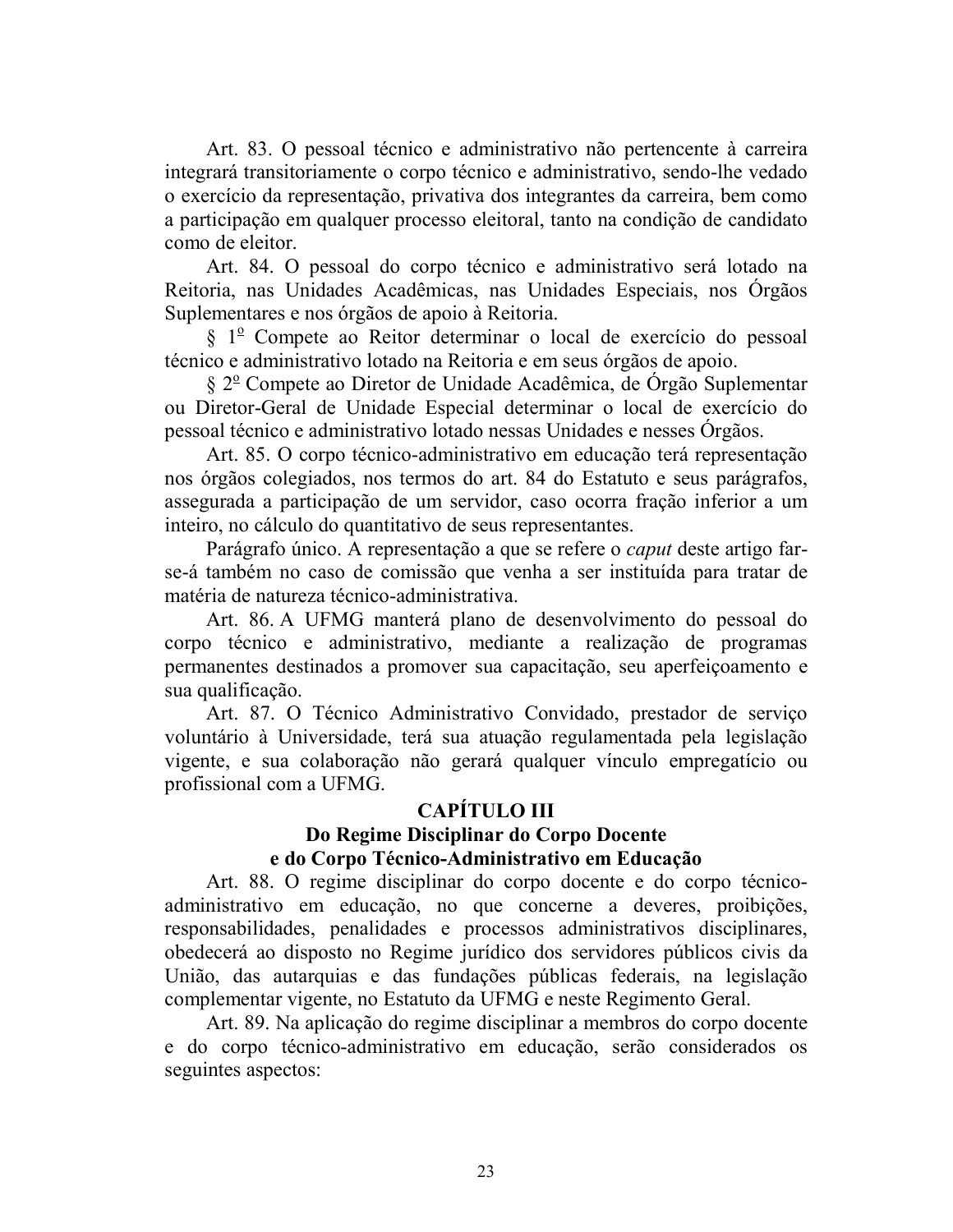Art. 83. O pessoal técnico e administrativo não pertencente à carreira integrará transitoriamente o corpo técnico e administrativo, sendo-lhe vedado o exercício da representação, privativa dos integrantes da carreira, bem como a participação em qualquer processo eleitoral, tanto na condição de candidato como de eleitor.

Art. 84. O pessoal do corpo técnico e administrativo será lotado na Reitoria, nas Unidades Acadêmicas, nas Unidades Especiais, nos Órgãos Suplementares e nos órgãos de apoio à Reitoria.

§ 1º Compete ao Reitor determinar o local de exercício do pessoal técnico e administrativo lotado na Reitoria e em seus órgãos de apoio.

§ 2º Compete ao Diretor de Unidade Acadêmica, de Órgão Suplementar ou Diretor-Geral de Unidade Especial determinar o local de exercício do pessoal técnico e administrativo lotado nessas Unidades e nesses Órgãos.

Art. 85. O corpo técnico-administrativo em educação terá representação nos órgãos colegiados, nos termos do art. 84 do Estatuto e seus parágrafos, assegurada a participação de um servidor, caso ocorra fração inferior a um inteiro, no cálculo do quantitativo de seus representantes.

Parágrafo único. A representação a que se refere o *caput* deste artigo far-se-á também no caso de comissão que venha a ser instituída para tratar de matéria de natureza técnico-administrativa.

Art. 86. A UFMG manterá plano de desenvolvimento do pessoal do corpo técnico e administrativo, mediante a realização de programas permanentes destinados a promover sua capacitação, seu aperfeiçoamento e sua qualificação.

Art. 87. O Técnico Administrativo Convidado, prestador de serviço voluntário à Universidade, terá sua atuação regulamentada pela legislação vigente, e sua colaboração não gerará qualquer vínculo empregatício ou profissional com a UFMG.

## CAPÍTULO III
## Do Regime Disciplinar do Corpo Docente e do Corpo Técnico-Administrativo em Educação

Art. 88. O regime disciplinar do corpo docente e do corpo técnico-administrativo em educação, no que concerne a deveres, proibições, responsabilidades, penalidades e processos administrativos disciplinares, obedecerá ao disposto no Regime jurídico dos servidores públicos civis da União, das autarquias e das fundações públicas federais, na legislação complementar vigente, no Estatuto da UFMG e neste Regimento Geral.

Art. 89. Na aplicação do regime disciplinar a membros do corpo docente e do corpo técnico-administrativo em educação, serão considerados os seguintes aspectos: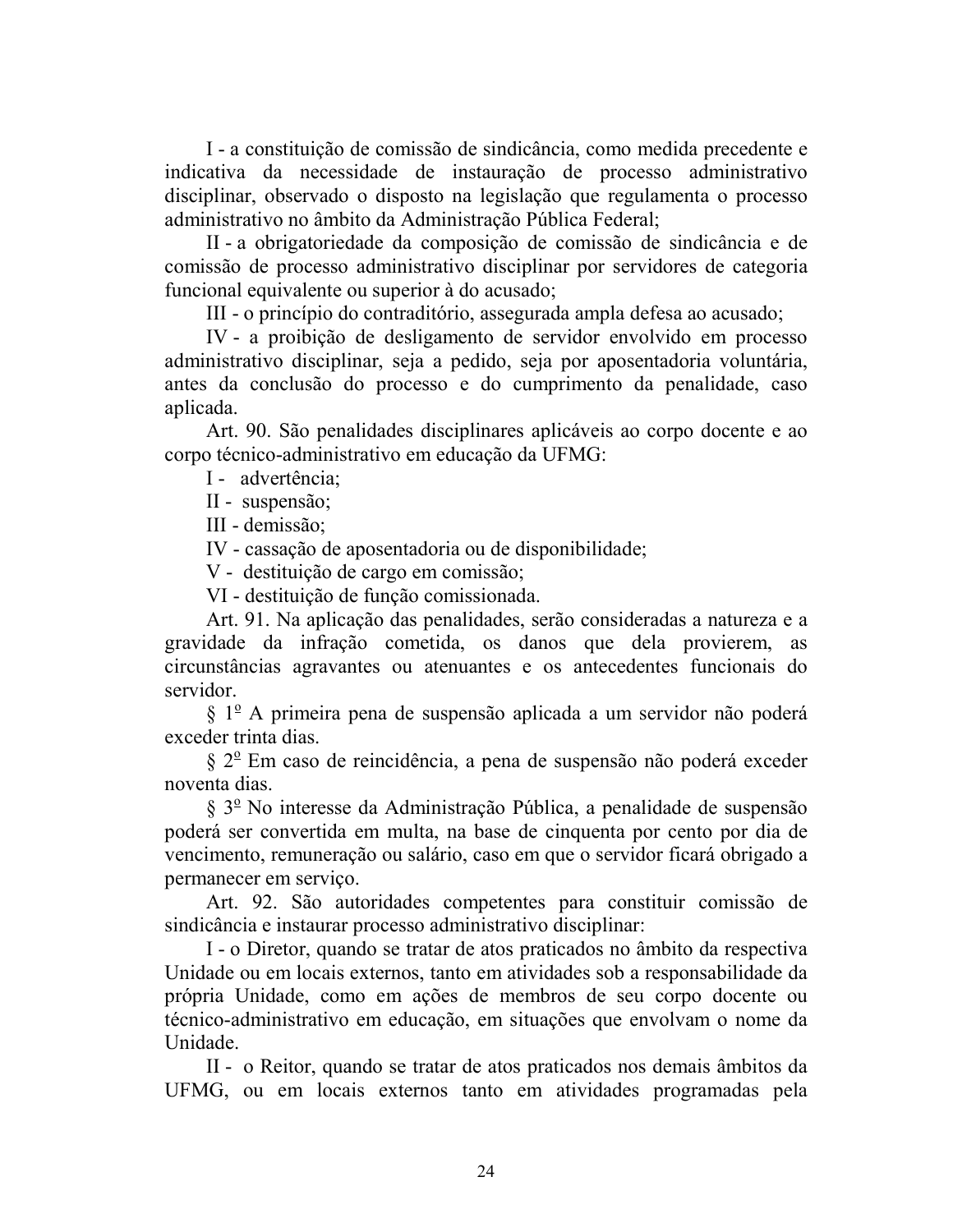I - a constituição de comissão de sindicância, como medida precedente e indicativa da necessidade de instauração de processo administrativo disciplinar, observado o disposto na legislação que regulamenta o processo administrativo no âmbito da Administração Pública Federal;

II - a obrigatoriedade da composição de comissão de sindicância e de comissão de processo administrativo disciplinar por servidores de categoria funcional equivalente ou superior à do acusado;

III - o princípio do contraditório, assegurada ampla defesa ao acusado;

IV - a proibição de desligamento de servidor envolvido em processo administrativo disciplinar, seja a pedido, seja por aposentadoria voluntária, antes da conclusão do processo e do cumprimento da penalidade, caso aplicada.

Art. 90. São penalidades disciplinares aplicáveis ao corpo docente e ao corpo técnico-administrativo em educação da UFMG:

I - advertência;

II - suspensão;

III - demissão;

IV - cassação de aposentadoria ou de disponibilidade;

V - destituição de cargo em comissão;

VI - destituição de função comissionada.

Art. 91. Na aplicação das penalidades, serão consideradas a natureza e a gravidade da infração cometida, os danos que dela provierem, as circunstâncias agravantes ou atenuantes e os antecedentes funcionais do servidor.

§ 1º A primeira pena de suspensão aplicada a um servidor não poderá exceder trinta dias.

§ 2º Em caso de reincidência, a pena de suspensão não poderá exceder noventa dias.

§ 3º No interesse da Administração Pública, a penalidade de suspensão poderá ser convertida em multa, na base de cinquenta por cento por dia de vencimento, remuneração ou salário, caso em que o servidor ficará obrigado a permanecer em serviço.

Art. 92. São autoridades competentes para constituir comissão de sindicância e instaurar processo administrativo disciplinar:

I - o Diretor, quando se tratar de atos praticados no âmbito da respectiva Unidade ou em locais externos, tanto em atividades sob a responsabilidade da própria Unidade, como em ações de membros de seu corpo docente ou técnico-administrativo em educação, em situações que envolvam o nome da Unidade.

II - o Reitor, quando se tratar de atos praticados nos demais âmbitos da UFMG, ou em locais externos tanto em atividades programadas pela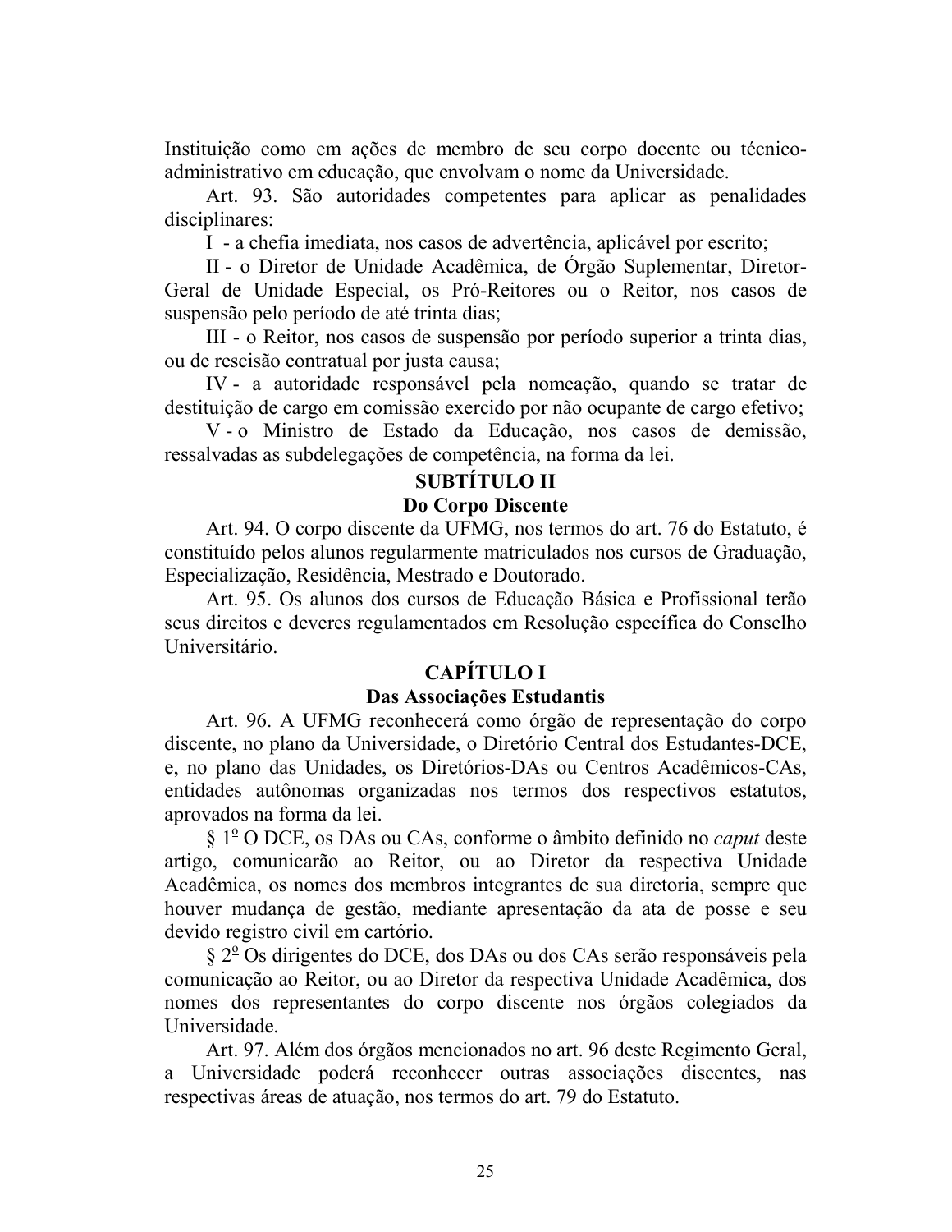Instituição como em ações de membro de seu corpo docente ou técnico-administrativo em educação, que envolvam o nome da Universidade.

Art. 93. São autoridades competentes para aplicar as penalidades disciplinares:

I - a chefia imediata, nos casos de advertência, aplicável por escrito;

II - o Diretor de Unidade Acadêmica, de Órgão Suplementar, Diretor-Geral de Unidade Especial, os Pró-Reitores ou o Reitor, nos casos de suspensão pelo período de até trinta dias;

III - o Reitor, nos casos de suspensão por período superior a trinta dias, ou de rescisão contratual por justa causa;

IV - a autoridade responsável pela nomeação, quando se tratar de destituição de cargo em comissão exercido por não ocupante de cargo efetivo;

V - o Ministro de Estado da Educação, nos casos de demissão, ressalvadas as subdelegações de competência, na forma da lei.

## SUBTÍTULO II
## Do Corpo Discente

Art. 94. O corpo discente da UFMG, nos termos do art. 76 do Estatuto, é constituído pelos alunos regularmente matriculados nos cursos de Graduação, Especialização, Residência, Mestrado e Doutorado.

Art. 95. Os alunos dos cursos de Educação Básica e Profissional terão seus direitos e deveres regulamentados em Resolução específica do Conselho Universitário.

### CAPÍTULO I
### Das Associações Estudantis

Art. 96. A UFMG reconhecerá como órgão de representação do corpo discente, no plano da Universidade, o Diretório Central dos Estudantes-DCE, e, no plano das Unidades, os Diretórios-DAs ou Centros Acadêmicos-CAs, entidades autônomas organizadas nos termos dos respectivos estatutos, aprovados na forma da lei.

§ 1º O DCE, os DAs ou CAs, conforme o âmbito definido no *caput* deste artigo, comunicarão ao Reitor, ou ao Diretor da respectiva Unidade Acadêmica, os nomes dos membros integrantes de sua diretoria, sempre que houver mudança de gestão, mediante apresentação da ata de posse e seu devido registro civil em cartório.

§ 2º Os dirigentes do DCE, dos DAs ou dos CAs serão responsáveis pela comunicação ao Reitor, ou ao Diretor da respectiva Unidade Acadêmica, dos nomes dos representantes do corpo discente nos órgãos colegiados da Universidade.

Art. 97. Além dos órgãos mencionados no art. 96 deste Regimento Geral, a Universidade poderá reconhecer outras associações discentes, nas respectivas áreas de atuação, nos termos do art. 79 do Estatuto.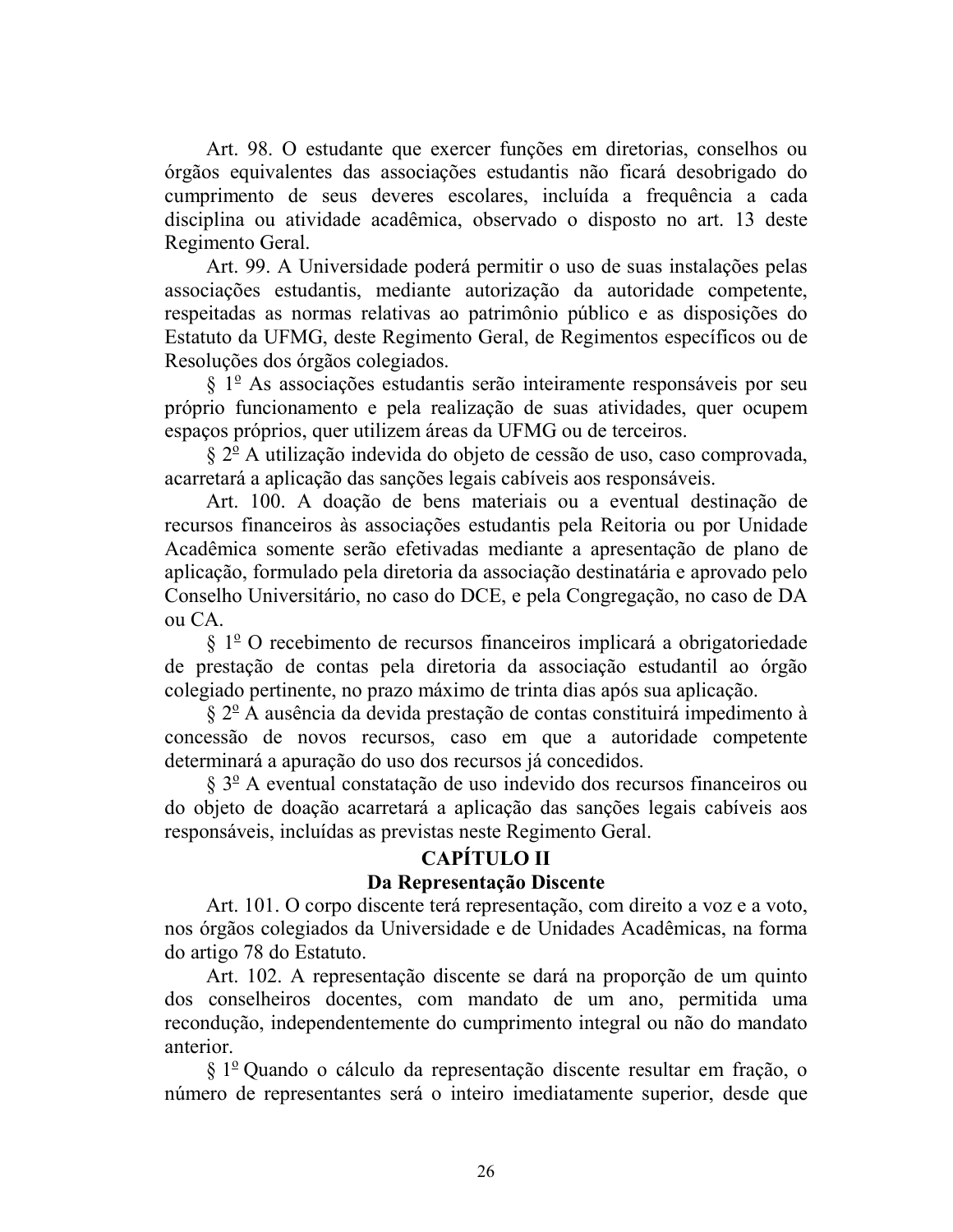Art. 98. O estudante que exercer funções em diretorias, conselhos ou órgãos equivalentes das associações estudantis não ficará desobrigado do cumprimento de seus deveres escolares, incluída a frequência a cada disciplina ou atividade acadêmica, observado o disposto no art. 13 deste Regimento Geral.

Art. 99. A Universidade poderá permitir o uso de suas instalações pelas associações estudantis, mediante autorização da autoridade competente, respeitadas as normas relativas ao patrimônio público e as disposições do Estatuto da UFMG, deste Regimento Geral, de Regimentos específicos ou de Resoluções dos órgãos colegiados.

§ 1º As associações estudantis serão inteiramente responsáveis por seu próprio funcionamento e pela realização de suas atividades, quer ocupem espaços próprios, quer utilizem áreas da UFMG ou de terceiros.

§ 2º A utilização indevida do objeto de cessão de uso, caso comprovada, acarretará a aplicação das sanções legais cabíveis aos responsáveis.

Art. 100. A doação de bens materiais ou a eventual destinação de recursos financeiros às associações estudantis pela Reitoria ou por Unidade Acadêmica somente serão efetivadas mediante a apresentação de plano de aplicação, formulado pela diretoria da associação destinatária e aprovado pelo Conselho Universitário, no caso do DCE, e pela Congregação, no caso de DA ou CA.

§ 1º O recebimento de recursos financeiros implicará a obrigatoriedade de prestação de contas pela diretoria da associação estudantil ao órgão colegiado pertinente, no prazo máximo de trinta dias após sua aplicação.

§ 2º A ausência da devida prestação de contas constituirá impedimento à concessão de novos recursos, caso em que a autoridade competente determinará a apuração do uso dos recursos já concedidos.

§ 3º A eventual constatação de uso indevido dos recursos financeiros ou do objeto de doação acarretará a aplicação das sanções legais cabíveis aos responsáveis, incluídas as previstas neste Regimento Geral.

## CAPÍTULO II
## Da Representação Discente

Art. 101. O corpo discente terá representação, com direito a voz e a voto, nos órgãos colegiados da Universidade e de Unidades Acadêmicas, na forma do artigo 78 do Estatuto.

Art. 102. A representação discente se dará na proporção de um quinto dos conselheiros docentes, com mandato de um ano, permitida uma recondução, independentemente do cumprimento integral ou não do mandato anterior.

§ 1º Quando o cálculo da representação discente resultar em fração, o número de representantes será o inteiro imediatamente superior, desde que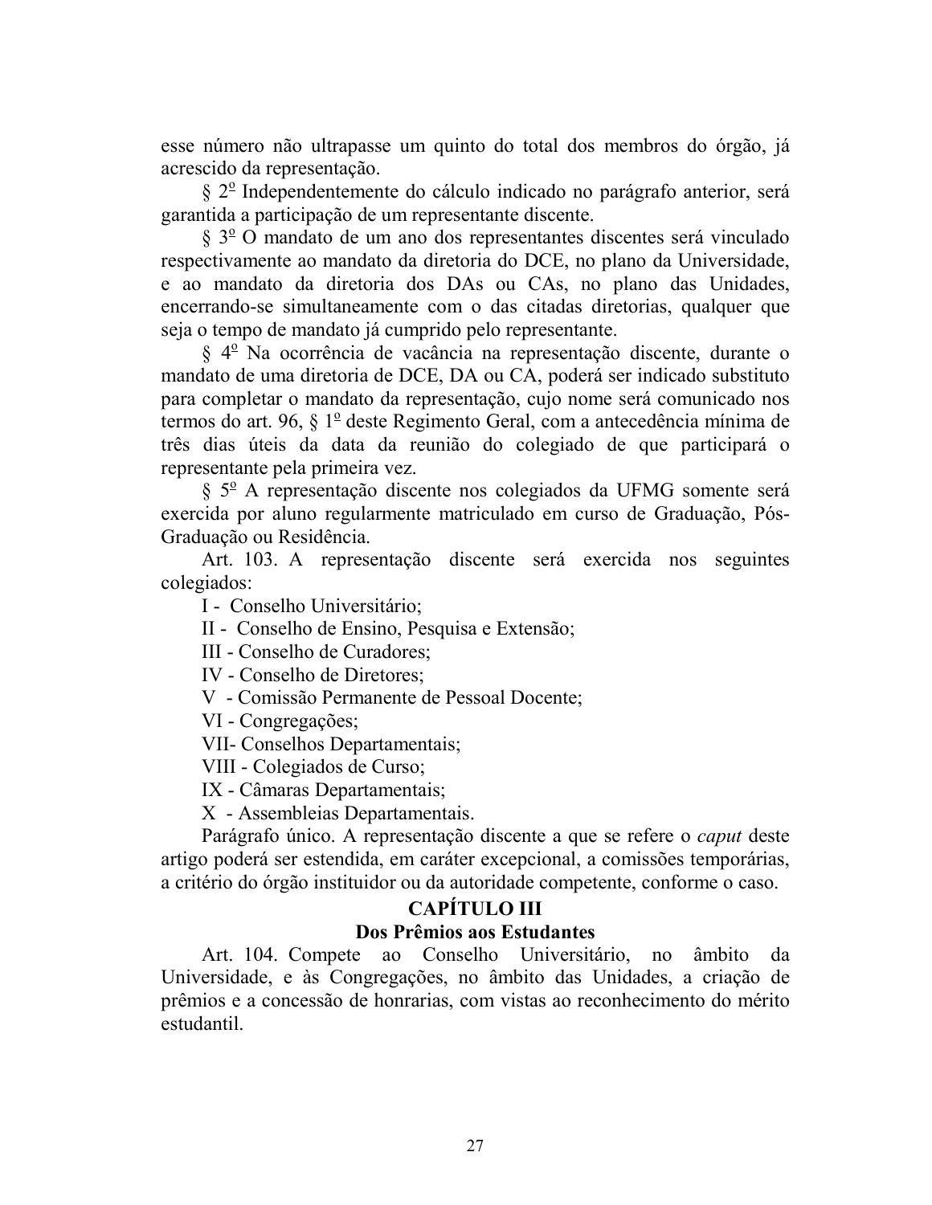esse número não ultrapasse um quinto do total dos membros do órgão, já acrescido da representação.

§ 2º Independentemente do cálculo indicado no parágrafo anterior, será garantida a participação de um representante discente.

§ 3º O mandato de um ano dos representantes discentes será vinculado respectivamente ao mandato da diretoria do DCE, no plano da Universidade, e ao mandato da diretoria dos DAs ou CAs, no plano das Unidades, encerrando-se simultaneamente com o das citadas diretorias, qualquer que seja o tempo de mandato já cumprido pelo representante.

§ 4º Na ocorrência de vacância na representação discente, durante o mandato de uma diretoria de DCE, DA ou CA, poderá ser indicado substituto para completar o mandato da representação, cujo nome será comunicado nos termos do art. 96, § 1º deste Regimento Geral, com a antecedência mínima de três dias úteis da data da reunião do colegiado de que participará o representante pela primeira vez.

§ 5º A representação discente nos colegiados da UFMG somente será exercida por aluno regularmente matriculado em curso de Graduação, Pós-Graduação ou Residência.

Art. 103. A representação discente será exercida nos seguintes colegiados:

I - Conselho Universitário;

II - Conselho de Ensino, Pesquisa e Extensão;

III - Conselho de Curadores;

IV - Conselho de Diretores;

V - Comissão Permanente de Pessoal Docente;

VI - Congregações;

VII- Conselhos Departamentais;

VIII - Colegiados de Curso;

IX - Câmaras Departamentais;

X - Assembleias Departamentais.

Parágrafo único. A representação discente a que se refere o *caput* deste artigo poderá ser estendida, em caráter excepcional, a comissões temporárias, a critério do órgão instituidor ou da autoridade competente, conforme o caso.

## CAPÍTULO III
## Dos Prêmios aos Estudantes

Art. 104. Compete ao Conselho Universitário, no âmbito da Universidade, e às Congregações, no âmbito das Unidades, a criação de prêmios e a concessão de honrarias, com vistas ao reconhecimento do mérito estudantil.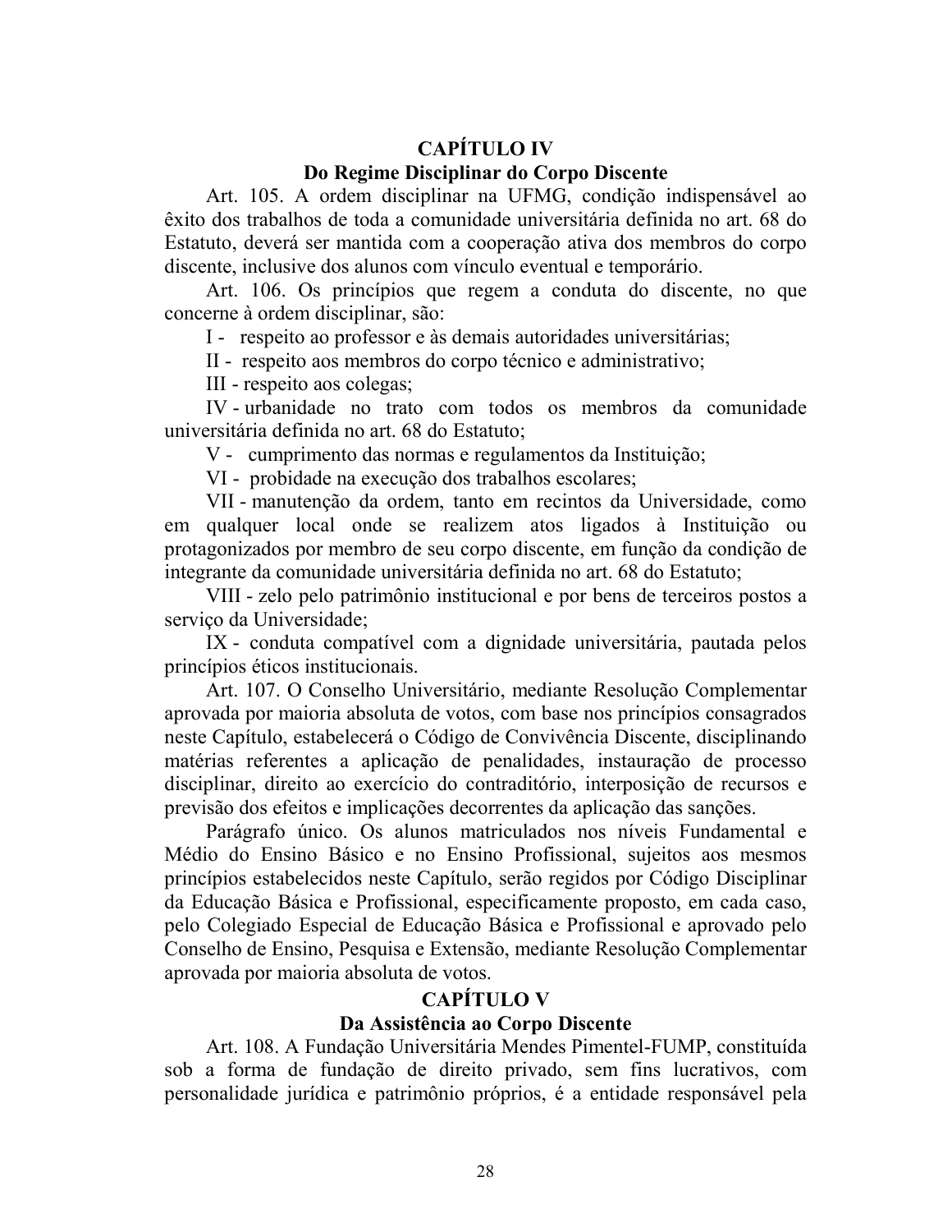## CAPÍTULO IV
### Do Regime Disciplinar do Corpo Discente

Art. 105. A ordem disciplinar na UFMG, condição indispensável ao êxito dos trabalhos de toda a comunidade universitária definida no art. 68 do Estatuto, deverá ser mantida com a cooperação ativa dos membros do corpo discente, inclusive dos alunos com vínculo eventual e temporário.

Art. 106. Os princípios que regem a conduta do discente, no que concerne à ordem disciplinar, são:

I - respeito ao professor e às demais autoridades universitárias;

II - respeito aos membros do corpo técnico e administrativo;

III - respeito aos colegas;

IV - urbanidade no trato com todos os membros da comunidade universitária definida no art. 68 do Estatuto;

V - cumprimento das normas e regulamentos da Instituição;

VI - probidade na execução dos trabalhos escolares;

VII - manutenção da ordem, tanto em recintos da Universidade, como em qualquer local onde se realizem atos ligados à Instituição ou protagonizados por membro de seu corpo discente, em função da condição de integrante da comunidade universitária definida no art. 68 do Estatuto;

VIII - zelo pelo patrimônio institucional e por bens de terceiros postos a serviço da Universidade;

IX - conduta compatível com a dignidade universitária, pautada pelos princípios éticos institucionais.

Art. 107. O Conselho Universitário, mediante Resolução Complementar aprovada por maioria absoluta de votos, com base nos princípios consagrados neste Capítulo, estabelecerá o Código de Convivência Discente, disciplinando matérias referentes a aplicação de penalidades, instauração de processo disciplinar, direito ao exercício do contraditório, interposição de recursos e previsão dos efeitos e implicações decorrentes da aplicação das sanções.

Parágrafo único. Os alunos matriculados nos níveis Fundamental e Médio do Ensino Básico e no Ensino Profissional, sujeitos aos mesmos princípios estabelecidos neste Capítulo, serão regidos por Código Disciplinar da Educação Básica e Profissional, especificamente proposto, em cada caso, pelo Colegiado Especial de Educação Básica e Profissional e aprovado pelo Conselho de Ensino, Pesquisa e Extensão, mediante Resolução Complementar aprovada por maioria absoluta de votos.

## CAPÍTULO V
### Da Assistência ao Corpo Discente

Art. 108. A Fundação Universitária Mendes Pimentel-FUMP, constituída sob a forma de fundação de direito privado, sem fins lucrativos, com personalidade jurídica e patrimônio próprios, é a entidade responsável pela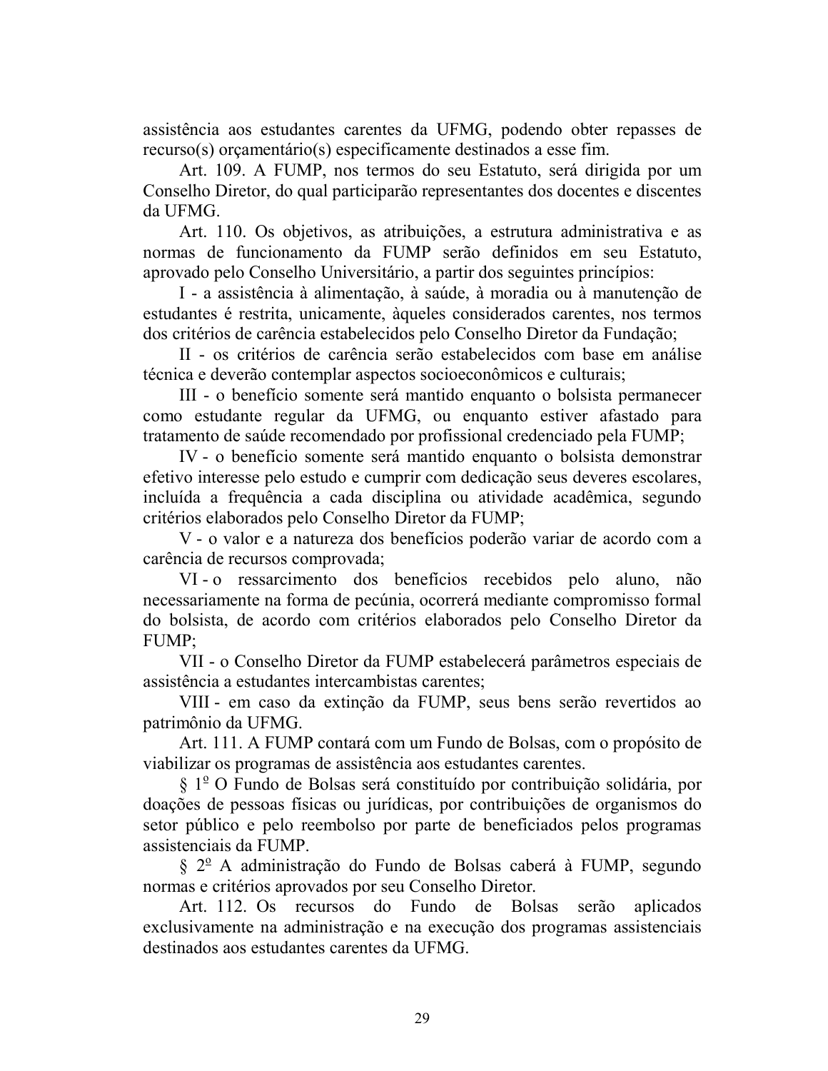assistência aos estudantes carentes da UFMG, podendo obter repasses de recurso(s) orçamentário(s) especificamente destinados a esse fim.

Art. 109. A FUMP, nos termos do seu Estatuto, será dirigida por um Conselho Diretor, do qual participarão representantes dos docentes e discentes da UFMG.

Art. 110. Os objetivos, as atribuições, a estrutura administrativa e as normas de funcionamento da FUMP serão definidos em seu Estatuto, aprovado pelo Conselho Universitário, a partir dos seguintes princípios:

I - a assistência à alimentação, à saúde, à moradia ou à manutenção de estudantes é restrita, unicamente, àqueles considerados carentes, nos termos dos critérios de carência estabelecidos pelo Conselho Diretor da Fundação;

II - os critérios de carência serão estabelecidos com base em análise técnica e deverão contemplar aspectos socioeconômicos e culturais;

III - o benefício somente será mantido enquanto o bolsista permanecer como estudante regular da UFMG, ou enquanto estiver afastado para tratamento de saúde recomendado por profissional credenciado pela FUMP;

IV - o benefício somente será mantido enquanto o bolsista demonstrar efetivo interesse pelo estudo e cumprir com dedicação seus deveres escolares, incluída a frequência a cada disciplina ou atividade acadêmica, segundo critérios elaborados pelo Conselho Diretor da FUMP;

V - o valor e a natureza dos benefícios poderão variar de acordo com a carência de recursos comprovada;

VI - o ressarcimento dos benefícios recebidos pelo aluno, não necessariamente na forma de pecúnia, ocorrerá mediante compromisso formal do bolsista, de acordo com critérios elaborados pelo Conselho Diretor da FUMP;

VII - o Conselho Diretor da FUMP estabelecerá parâmetros especiais de assistência a estudantes intercambistas carentes;

VIII - em caso da extinção da FUMP, seus bens serão revertidos ao patrimônio da UFMG.

Art. 111. A FUMP contará com um Fundo de Bolsas, com o propósito de viabilizar os programas de assistência aos estudantes carentes.

§ 1º O Fundo de Bolsas será constituído por contribuição solidária, por doações de pessoas físicas ou jurídicas, por contribuições de organismos do setor público e pelo reembolso por parte de beneficiados pelos programas assistenciais da FUMP.

§ 2º A administração do Fundo de Bolsas caberá à FUMP, segundo normas e critérios aprovados por seu Conselho Diretor.

Art. 112. Os recursos do Fundo de Bolsas serão aplicados exclusivamente na administração e na execução dos programas assistenciais destinados aos estudantes carentes da UFMG.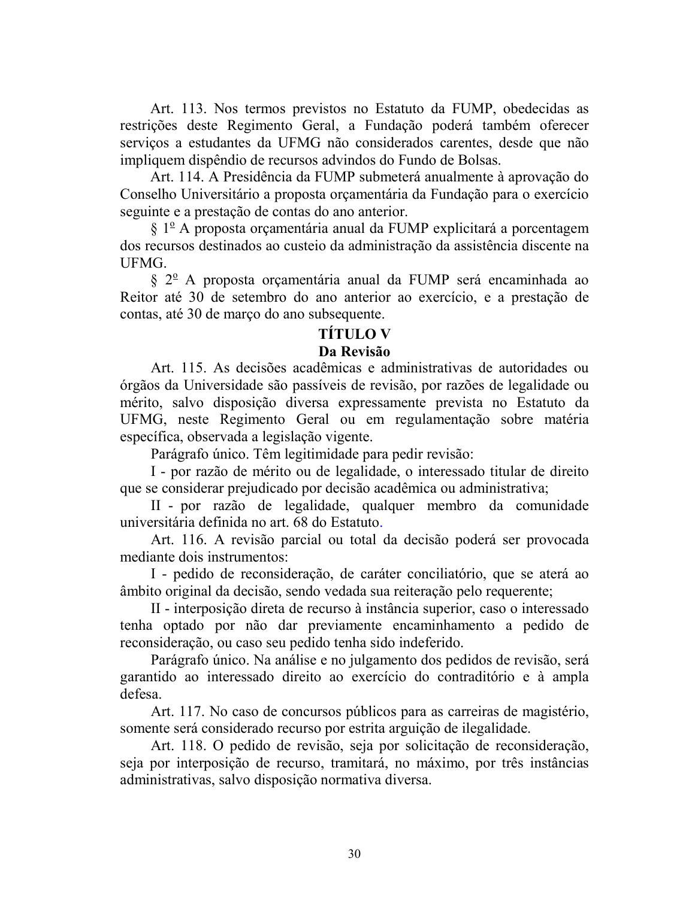Art. 113. Nos termos previstos no Estatuto da FUMP, obedecidas as restrições deste Regimento Geral, a Fundação poderá também oferecer serviços a estudantes da UFMG não considerados carentes, desde que não impliquem dispêndio de recursos advindos do Fundo de Bolsas.

Art. 114. A Presidência da FUMP submeterá anualmente à aprovação do Conselho Universitário a proposta orçamentária da Fundação para o exercício seguinte e a prestação de contas do ano anterior.

§ 1º A proposta orçamentária anual da FUMP explicitará a porcentagem dos recursos destinados ao custeio da administração da assistência discente na UFMG.

§ 2º A proposta orçamentária anual da FUMP será encaminhada ao Reitor até 30 de setembro do ano anterior ao exercício, e a prestação de contas, até 30 de março do ano subsequente.

## TÍTULO V
## Da Revisão

Art. 115. As decisões acadêmicas e administrativas de autoridades ou órgãos da Universidade são passíveis de revisão, por razões de legalidade ou mérito, salvo disposição diversa expressamente prevista no Estatuto da UFMG, neste Regimento Geral ou em regulamentação sobre matéria específica, observada a legislação vigente.

Parágrafo único. Têm legitimidade para pedir revisão:

I - por razão de mérito ou de legalidade, o interessado titular de direito que se considerar prejudicado por decisão acadêmica ou administrativa;

II - por razão de legalidade, qualquer membro da comunidade universitária definida no art. 68 do Estatuto.

Art. 116. A revisão parcial ou total da decisão poderá ser provocada mediante dois instrumentos:

I - pedido de reconsideração, de caráter conciliatório, que se aterá ao âmbito original da decisão, sendo vedada sua reiteração pelo requerente;

II - interposição direta de recurso à instância superior, caso o interessado tenha optado por não dar previamente encaminhamento a pedido de reconsideração, ou caso seu pedido tenha sido indeferido.

Parágrafo único. Na análise e no julgamento dos pedidos de revisão, será garantido ao interessado direito ao exercício do contraditório e à ampla defesa.

Art. 117. No caso de concursos públicos para as carreiras de magistério, somente será considerado recurso por estrita arguição de ilegalidade.

Art. 118. O pedido de revisão, seja por solicitação de reconsideração, seja por interposição de recurso, tramitará, no máximo, por três instâncias administrativas, salvo disposição normativa diversa.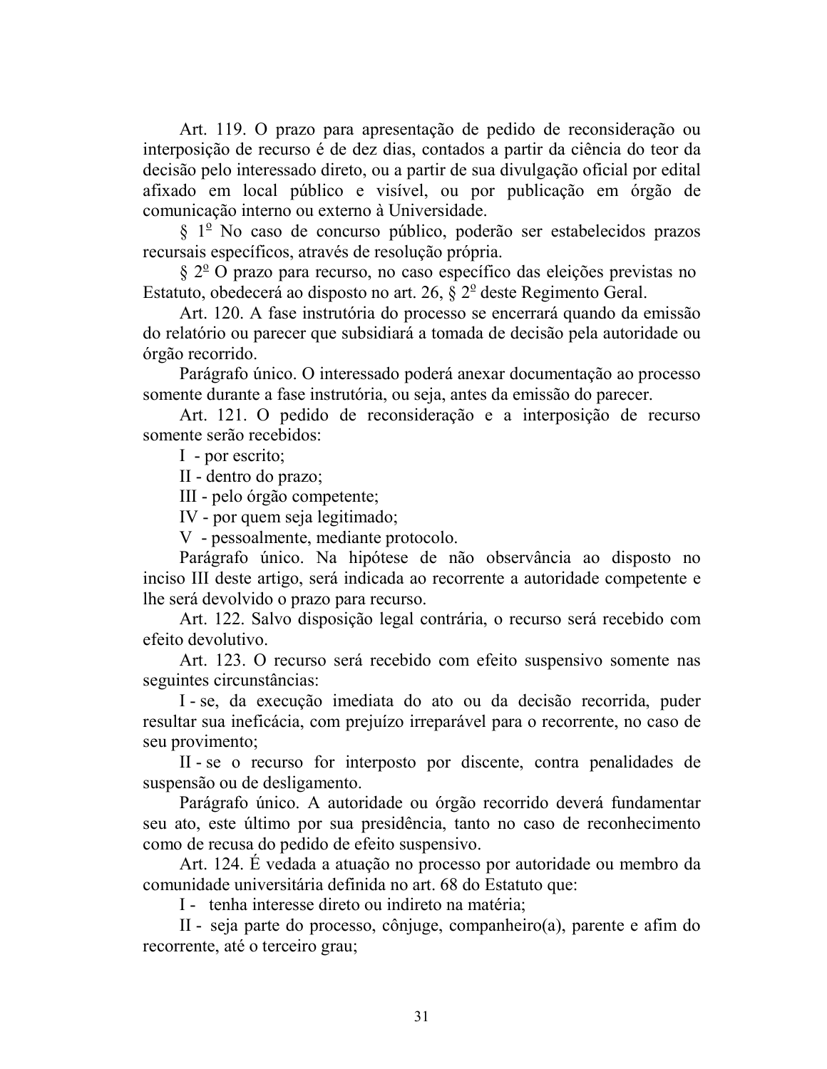Art. 119. O prazo para apresentação de pedido de reconsideração ou interposição de recurso é de dez dias, contados a partir da ciência do teor da decisão pelo interessado direto, ou a partir de sua divulgação oficial por edital afixado em local público e visível, ou por publicação em órgão de comunicação interno ou externo à Universidade.

§ 1º No caso de concurso público, poderão ser estabelecidos prazos recursais específicos, através de resolução própria.

§ 2º O prazo para recurso, no caso específico das eleições previstas no Estatuto, obedecerá ao disposto no art. 26, § 2º deste Regimento Geral.

Art. 120. A fase instrutória do processo se encerrará quando da emissão do relatório ou parecer que subsidiará a tomada de decisão pela autoridade ou órgão recorrido.

Parágrafo único. O interessado poderá anexar documentação ao processo somente durante a fase instrutória, ou seja, antes da emissão do parecer.

Art. 121. O pedido de reconsideração e a interposição de recurso somente serão recebidos:

I - por escrito;

II - dentro do prazo;

III - pelo órgão competente;

IV - por quem seja legitimado;

V - pessoalmente, mediante protocolo.

Parágrafo único. Na hipótese de não observância ao disposto no inciso III deste artigo, será indicada ao recorrente a autoridade competente e lhe será devolvido o prazo para recurso.

Art. 122. Salvo disposição legal contrária, o recurso será recebido com efeito devolutivo.

Art. 123. O recurso será recebido com efeito suspensivo somente nas seguintes circunstâncias:

I - se, da execução imediata do ato ou da decisão recorrida, puder resultar sua ineficácia, com prejuízo irreparável para o recorrente, no caso de seu provimento;

II - se o recurso for interposto por discente, contra penalidades de suspensão ou de desligamento.

Parágrafo único. A autoridade ou órgão recorrido deverá fundamentar seu ato, este último por sua presidência, tanto no caso de reconhecimento como de recusa do pedido de efeito suspensivo.

Art. 124. É vedada a atuação no processo por autoridade ou membro da comunidade universitária definida no art. 68 do Estatuto que:

I - tenha interesse direto ou indireto na matéria;

II - seja parte do processo, cônjuge, companheiro(a), parente e afim do recorrente, até o terceiro grau;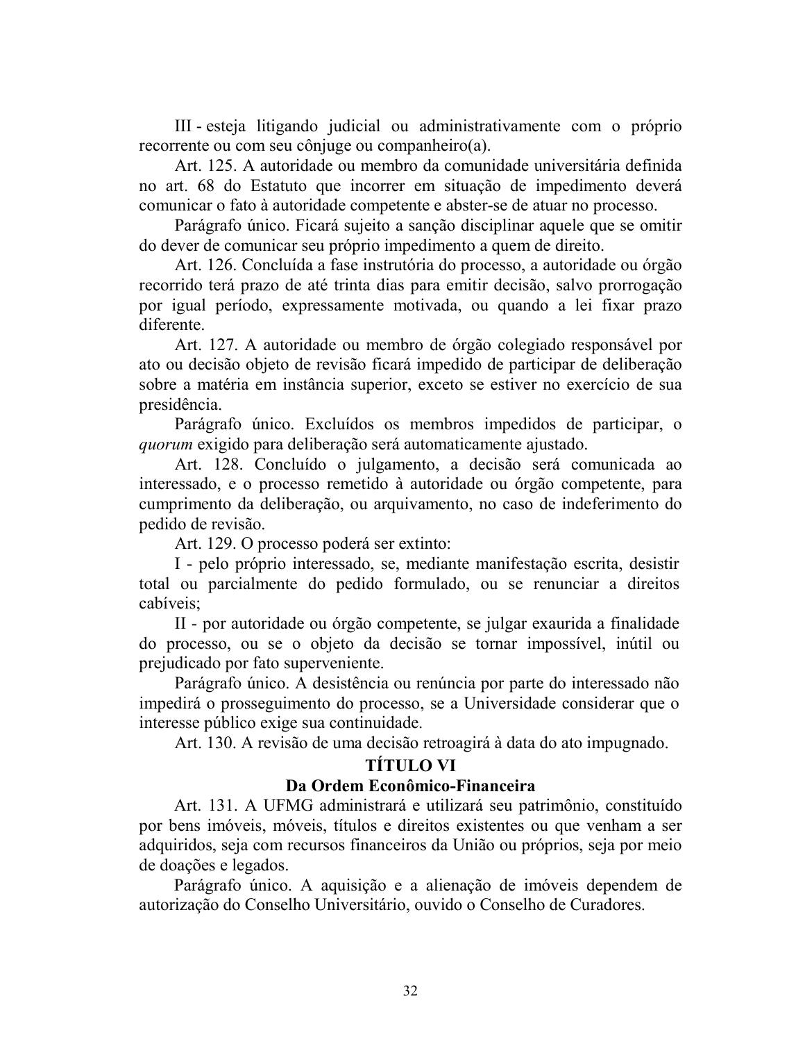III - esteja litigando judicial ou administrativamente com o próprio recorrente ou com seu cônjuge ou companheiro(a).

Art. 125. A autoridade ou membro da comunidade universitária definida no art. 68 do Estatuto que incorrer em situação de impedimento deverá comunicar o fato à autoridade competente e abster-se de atuar no processo.

Parágrafo único. Ficará sujeito a sanção disciplinar aquele que se omitir do dever de comunicar seu próprio impedimento a quem de direito.

Art. 126. Concluída a fase instrutória do processo, a autoridade ou órgão recorrido terá prazo de até trinta dias para emitir decisão, salvo prorrogação por igual período, expressamente motivada, ou quando a lei fixar prazo diferente.

Art. 127. A autoridade ou membro de órgão colegiado responsável por ato ou decisão objeto de revisão ficará impedido de participar de deliberação sobre a matéria em instância superior, exceto se estiver no exercício de sua presidência.

Parágrafo único. Excluídos os membros impedidos de participar, o *quorum* exigido para deliberação será automaticamente ajustado.

Art. 128. Concluído o julgamento, a decisão será comunicada ao interessado, e o processo remetido à autoridade ou órgão competente, para cumprimento da deliberação, ou arquivamento, no caso de indeferimento do pedido de revisão.

Art. 129. O processo poderá ser extinto:

I - pelo próprio interessado, se, mediante manifestação escrita, desistir total ou parcialmente do pedido formulado, ou se renunciar a direitos cabíveis;

II - por autoridade ou órgão competente, se julgar exaurida a finalidade do processo, ou se o objeto da decisão se tornar impossível, inútil ou prejudicado por fato superveniente.

Parágrafo único. A desistência ou renúncia por parte do interessado não impedirá o prosseguimento do processo, se a Universidade considerar que o interesse público exige sua continuidade.

Art. 130. A revisão de uma decisão retroagirá à data do ato impugnado.

## TÍTULO VI

## Da Ordem Econômico-Financeira

Art. 131. A UFMG administrará e utilizará seu patrimônio, constituído por bens imóveis, móveis, títulos e direitos existentes ou que venham a ser adquiridos, seja com recursos financeiros da União ou próprios, seja por meio de doações e legados.

Parágrafo único. A aquisição e a alienação de imóveis dependem de autorização do Conselho Universitário, ouvido o Conselho de Curadores.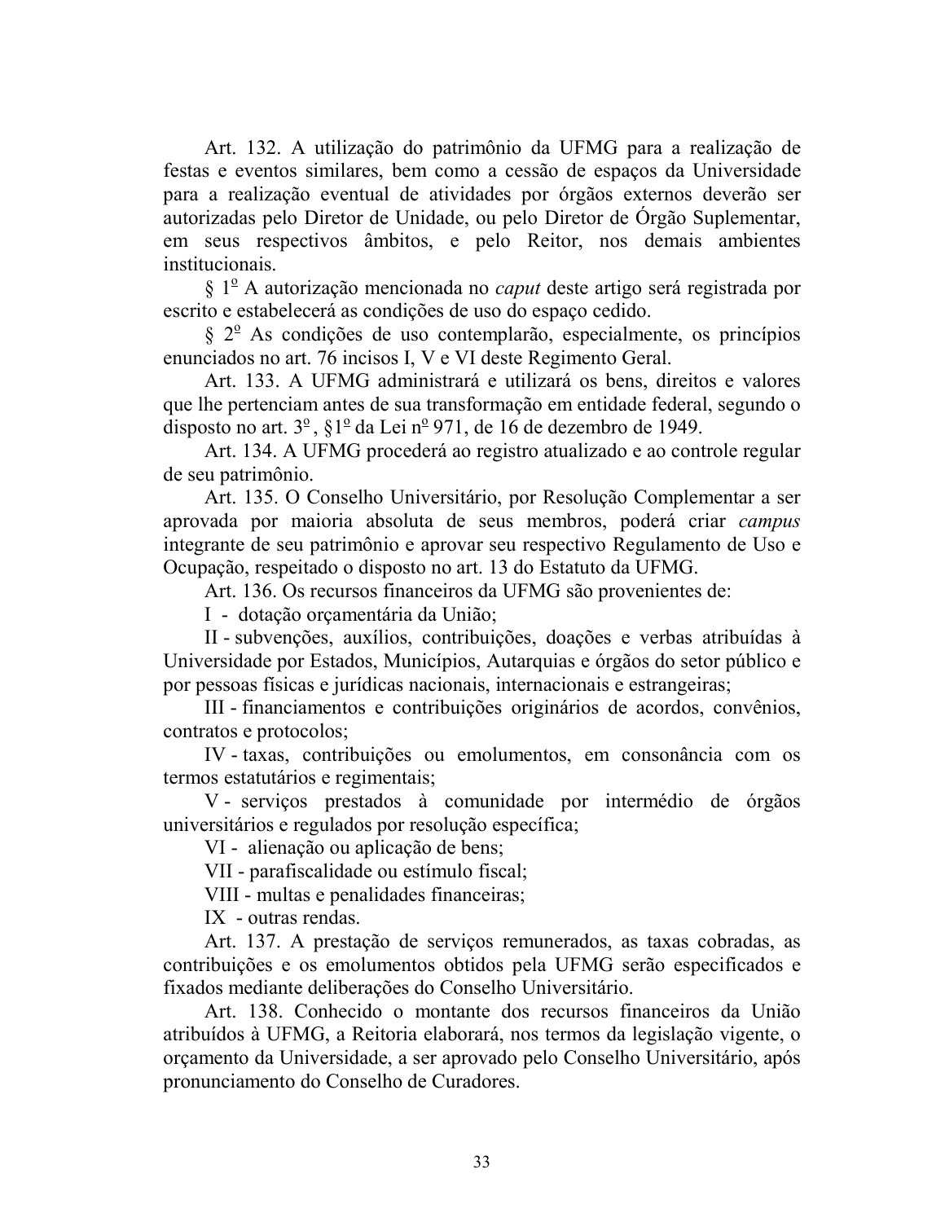Art. 132. A utilização do patrimônio da UFMG para a realização de festas e eventos similares, bem como a cessão de espaços da Universidade para a realização eventual de atividades por órgãos externos deverão ser autorizadas pelo Diretor de Unidade, ou pelo Diretor de Órgão Suplementar, em seus respectivos âmbitos, e pelo Reitor, nos demais ambientes institucionais.

§ 1º A autorização mencionada no *caput* deste artigo será registrada por escrito e estabelecerá as condições de uso do espaço cedido.

§ 2º As condições de uso contemplarão, especialmente, os princípios enunciados no art. 76 incisos I, V e VI deste Regimento Geral.

Art. 133. A UFMG administrará e utilizará os bens, direitos e valores que lhe pertenciam antes de sua transformação em entidade federal, segundo o disposto no art. 3º, §1º da Lei nº 971, de 16 de dezembro de 1949.

Art. 134. A UFMG procederá ao registro atualizado e ao controle regular de seu patrimônio.

Art. 135. O Conselho Universitário, por Resolução Complementar a ser aprovada por maioria absoluta de seus membros, poderá criar *campus* integrante de seu patrimônio e aprovar seu respectivo Regulamento de Uso e Ocupação, respeitado o disposto no art. 13 do Estatuto da UFMG.

Art. 136. Os recursos financeiros da UFMG são provenientes de:

I - dotação orçamentária da União;

II - subvenções, auxílios, contribuições, doações e verbas atribuídas à Universidade por Estados, Municípios, Autarquias e órgãos do setor público e por pessoas físicas e jurídicas nacionais, internacionais e estrangeiras;

III - financiamentos e contribuições originários de acordos, convênios, contratos e protocolos;

IV - taxas, contribuições ou emolumentos, em consonância com os termos estatutários e regimentais;

V - serviços prestados à comunidade por intermédio de órgãos universitários e regulados por resolução específica;

VI - alienação ou aplicação de bens;

VII - parafiscalidade ou estímulo fiscal;

VIII - multas e penalidades financeiras;

IX - outras rendas.

Art. 137. A prestação de serviços remunerados, as taxas cobradas, as contribuições e os emolumentos obtidos pela UFMG serão especificados e fixados mediante deliberações do Conselho Universitário.

Art. 138. Conhecido o montante dos recursos financeiros da União atribuídos à UFMG, a Reitoria elaborará, nos termos da legislação vigente, o orçamento da Universidade, a ser aprovado pelo Conselho Universitário, após pronunciamento do Conselho de Curadores.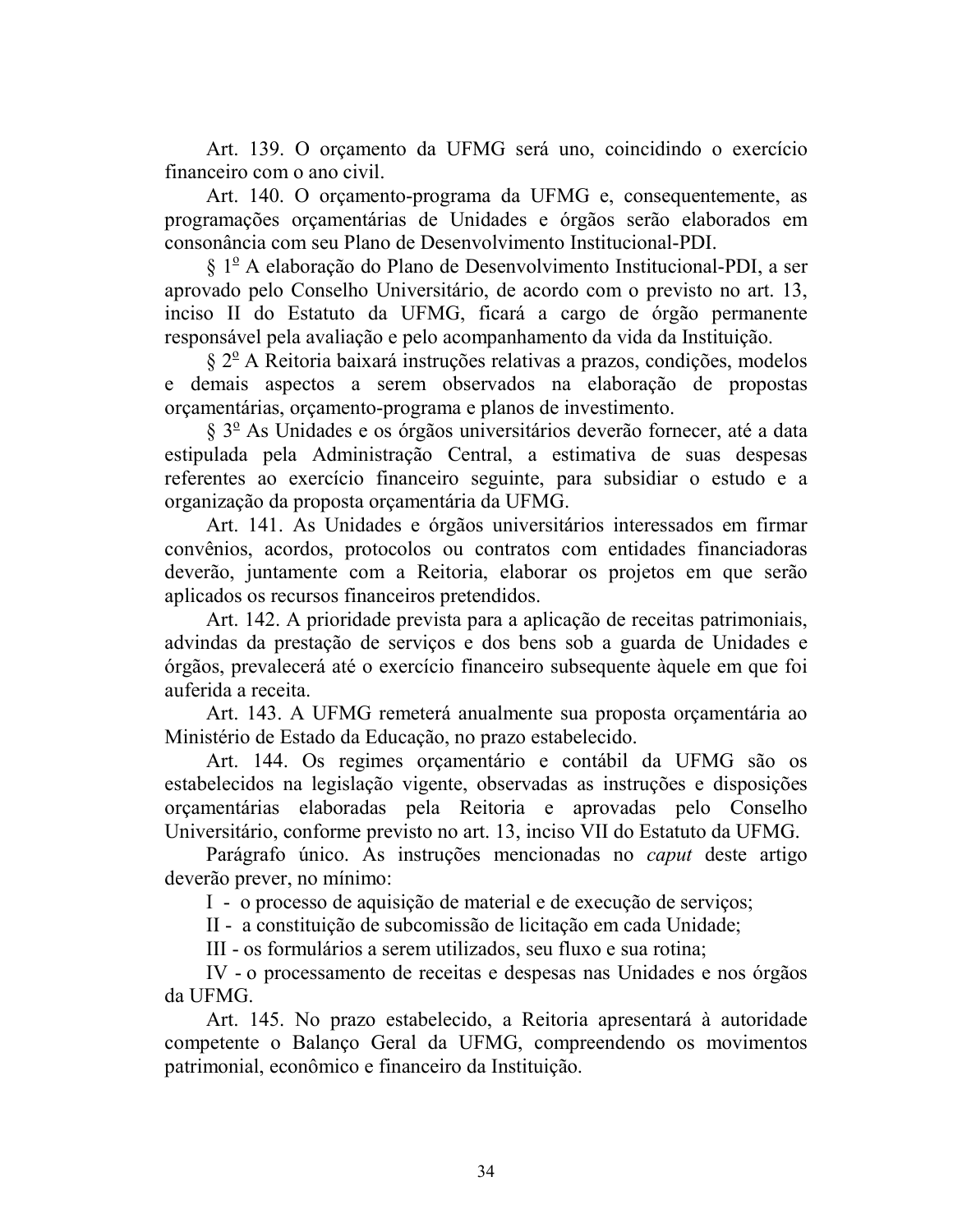Art. 139. O orçamento da UFMG será uno, coincidindo o exercício financeiro com o ano civil.

Art. 140. O orçamento-programa da UFMG e, consequentemente, as programações orçamentárias de Unidades e órgãos serão elaborados em consonância com seu Plano de Desenvolvimento Institucional-PDI.

§ 1º A elaboração do Plano de Desenvolvimento Institucional-PDI, a ser aprovado pelo Conselho Universitário, de acordo com o previsto no art. 13, inciso II do Estatuto da UFMG, ficará a cargo de órgão permanente responsável pela avaliação e pelo acompanhamento da vida da Instituição.

§ 2º A Reitoria baixará instruções relativas a prazos, condições, modelos e demais aspectos a serem observados na elaboração de propostas orçamentárias, orçamento-programa e planos de investimento.

§ 3º As Unidades e os órgãos universitários deverão fornecer, até a data estipulada pela Administração Central, a estimativa de suas despesas referentes ao exercício financeiro seguinte, para subsidiar o estudo e a organização da proposta orçamentária da UFMG.

Art. 141. As Unidades e órgãos universitários interessados em firmar convênios, acordos, protocolos ou contratos com entidades financiadoras deverão, juntamente com a Reitoria, elaborar os projetos em que serão aplicados os recursos financeiros pretendidos.

Art. 142. A prioridade prevista para a aplicação de receitas patrimoniais, advindas da prestação de serviços e dos bens sob a guarda de Unidades e órgãos, prevalecerá até o exercício financeiro subsequente àquele em que foi auferida a receita.

Art. 143. A UFMG remeterá anualmente sua proposta orçamentária ao Ministério de Estado da Educação, no prazo estabelecido.

Art. 144. Os regimes orçamentário e contábil da UFMG são os estabelecidos na legislação vigente, observadas as instruções e disposições orçamentárias elaboradas pela Reitoria e aprovadas pelo Conselho Universitário, conforme previsto no art. 13, inciso VII do Estatuto da UFMG.

Parágrafo único. As instruções mencionadas no *caput* deste artigo deverão prever, no mínimo:

I - o processo de aquisição de material e de execução de serviços;

II - a constituição de subcomissão de licitação em cada Unidade;

III - os formulários a serem utilizados, seu fluxo e sua rotina;

IV - o processamento de receitas e despesas nas Unidades e nos órgãos da UFMG.

Art. 145. No prazo estabelecido, a Reitoria apresentará à autoridade competente o Balanço Geral da UFMG, compreendendo os movimentos patrimonial, econômico e financeiro da Instituição.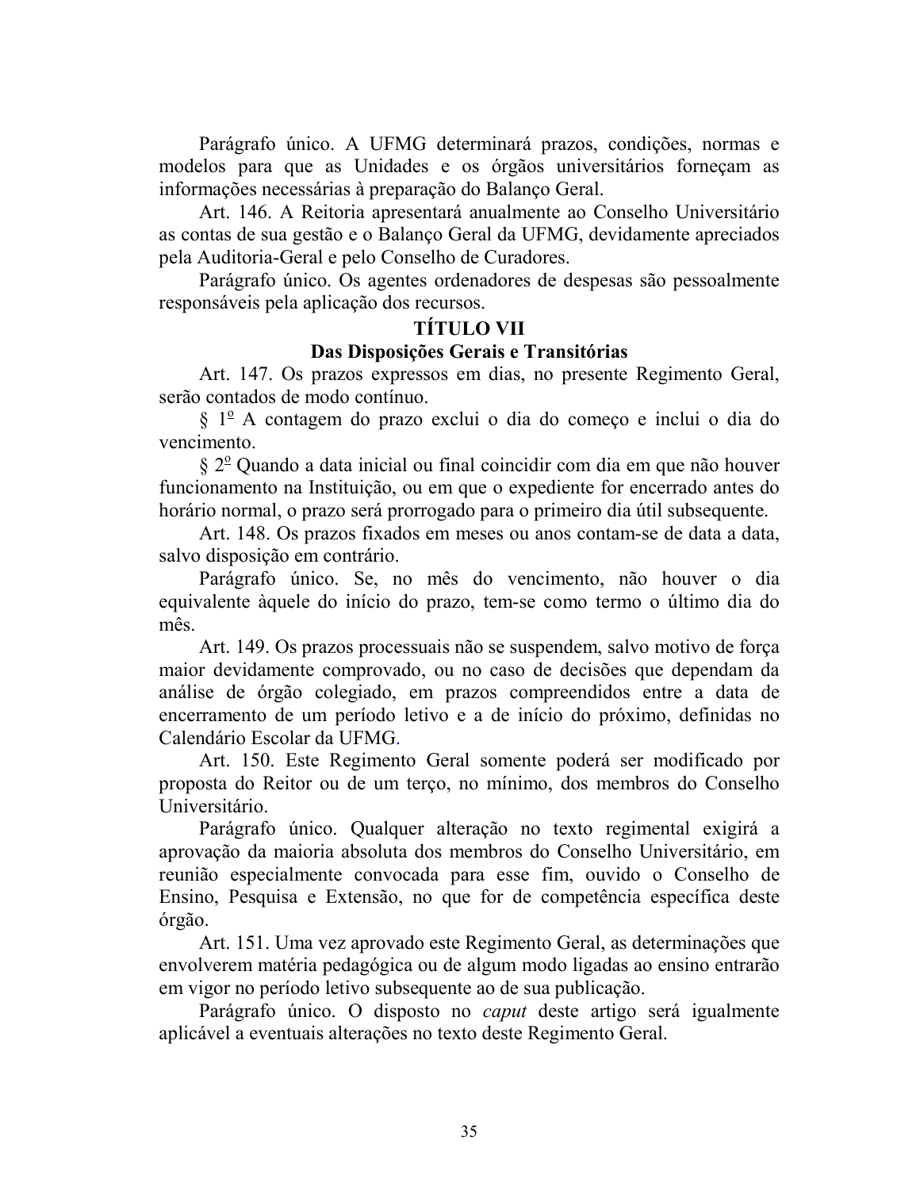Parágrafo único. A UFMG determinará prazos, condições, normas e modelos para que as Unidades e os órgãos universitários forneçam as informações necessárias à preparação do Balanço Geral.

Art. 146. A Reitoria apresentará anualmente ao Conselho Universitário as contas de sua gestão e o Balanço Geral da UFMG, devidamente apreciados pela Auditoria-Geral e pelo Conselho de Curadores.

Parágrafo único. Os agentes ordenadores de despesas são pessoalmente responsáveis pela aplicação dos recursos.

## TÍTULO VII

## Das Disposições Gerais e Transitórias

Art. 147. Os prazos expressos em dias, no presente Regimento Geral, serão contados de modo contínuo.

§ 1º A contagem do prazo exclui o dia do começo e inclui o dia do vencimento.

§ 2º Quando a data inicial ou final coincidir com dia em que não houver funcionamento na Instituição, ou em que o expediente for encerrado antes do horário normal, o prazo será prorrogado para o primeiro dia útil subsequente.

Art. 148. Os prazos fixados em meses ou anos contam-se de data a data, salvo disposição em contrário.

Parágrafo único. Se, no mês do vencimento, não houver o dia equivalente àquele do início do prazo, tem-se como termo o último dia do mês.

Art. 149. Os prazos processuais não se suspendem, salvo motivo de força maior devidamente comprovado, ou no caso de decisões que dependam da análise de órgão colegiado, em prazos compreendidos entre a data de encerramento de um período letivo e a de início do próximo, definidas no Calendário Escolar da UFMG.

Art. 150. Este Regimento Geral somente poderá ser modificado por proposta do Reitor ou de um terço, no mínimo, dos membros do Conselho Universitário.

Parágrafo único. Qualquer alteração no texto regimental exigirá a aprovação da maioria absoluta dos membros do Conselho Universitário, em reunião especialmente convocada para esse fim, ouvido o Conselho de Ensino, Pesquisa e Extensão, no que for de competência específica deste órgão.

Art. 151. Uma vez aprovado este Regimento Geral, as determinações que envolverem matéria pedagógica ou de algum modo ligadas ao ensino entrarão em vigor no período letivo subsequente ao de sua publicação.

Parágrafo único. O disposto no *caput* deste artigo será igualmente aplicável a eventuais alterações no texto deste Regimento Geral.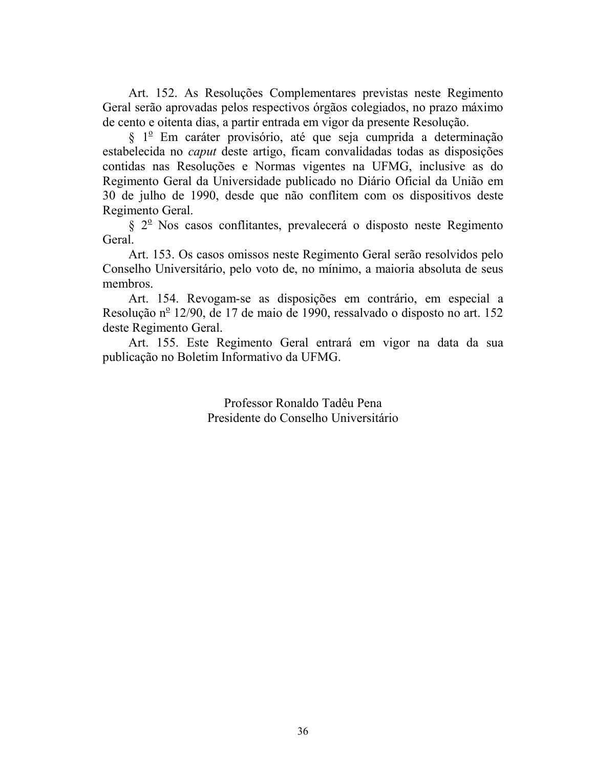Art. 152. As Resoluções Complementares previstas neste Regimento Geral serão aprovadas pelos respectivos órgãos colegiados, no prazo máximo de cento e oitenta dias, a partir entrada em vigor da presente Resolução.

§ 1º Em caráter provisório, até que seja cumprida a determinação estabelecida no *caput* deste artigo, ficam convalidadas todas as disposições contidas nas Resoluções e Normas vigentes na UFMG, inclusive as do Regimento Geral da Universidade publicado no Diário Oficial da União em 30 de julho de 1990, desde que não conflitem com os dispositivos deste Regimento Geral.

§ 2º Nos casos conflitantes, prevalecerá o disposto neste Regimento Geral.

Art. 153. Os casos omissos neste Regimento Geral serão resolvidos pelo Conselho Universitário, pelo voto de, no mínimo, a maioria absoluta de seus membros.

Art. 154. Revogam-se as disposições em contrário, em especial a Resolução nº 12/90, de 17 de maio de 1990, ressalvado o disposto no art. 152 deste Regimento Geral.

Art. 155. Este Regimento Geral entrará em vigor na data da sua publicação no Boletim Informativo da UFMG.

Professor Ronaldo Tadêu Pena
Presidente do Conselho Universitário